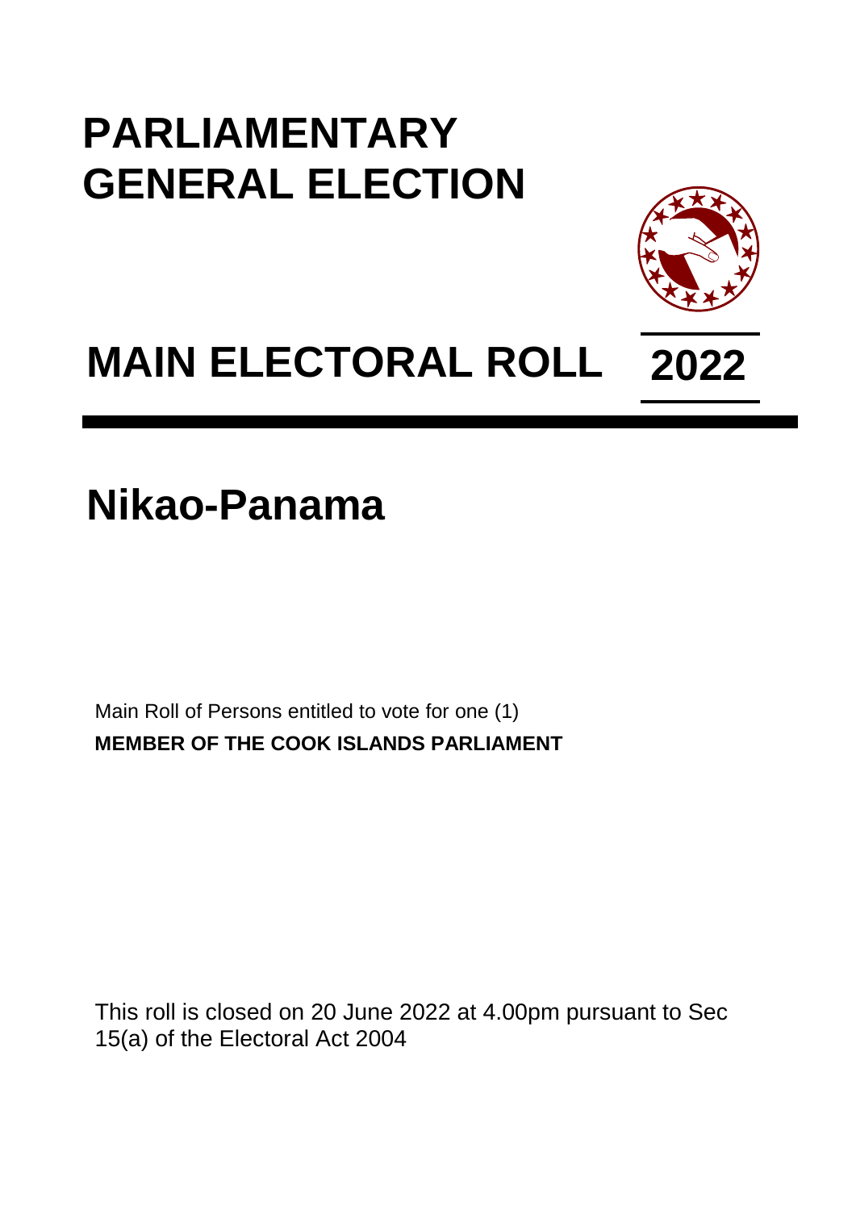# PARLIAMENTARY GENERAL ELECTION

# MAIN ELECTORAL ROLL 2022

# Nikao-Panama

Main Roll of Persons entitled to vote for one (1)

**MEMBER OF THE COOK ISLANDS PARLIAMENT**

This roll is closed on 20 June 2022 at 4.00pm pursuant to Sec 15(a) of the Electoral Act 2004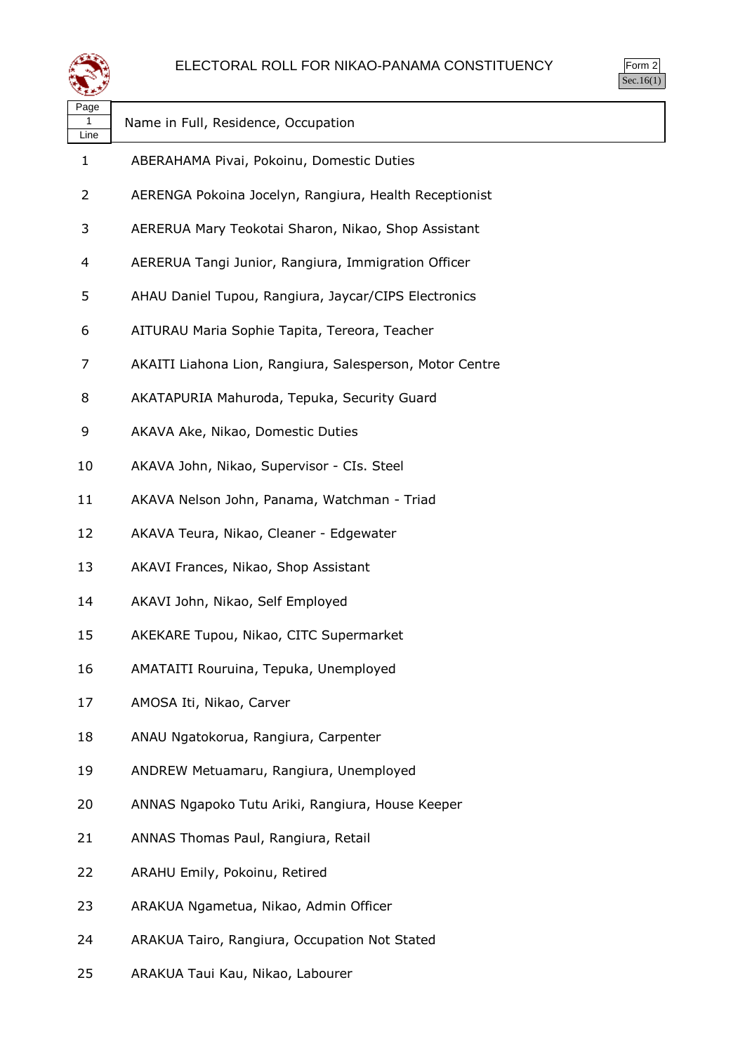# ELECTORAL ROLL FOR NIKAO-PANAMA CONSTITUENCY

Form 2
Sec.16(1)

| Page 1 Line | Name in Full, Residence, Occupation |
|---|---|
| 1 | ABERAHAMA Pivai, Pokoinu, Domestic Duties |
| 2 | AERENGA Pokoina Jocelyn, Rangiura, Health Receptionist |
| 3 | AERERUA Mary Teokotai Sharon, Nikao, Shop Assistant |
| 4 | AERERUA Tangi Junior, Rangiura, Immigration Officer |
| 5 | AHAU Daniel Tupou, Rangiura, Jaycar/CIPS Electronics |
| 6 | AITURAU Maria Sophie Tapita, Tereora, Teacher |
| 7 | AKAITI Liahona Lion, Rangiura, Salesperson, Motor Centre |
| 8 | AKATAPURIA Mahuroda, Tepuka, Security Guard |
| 9 | AKAVA Ake, Nikao, Domestic Duties |
| 10 | AKAVA John, Nikao, Supervisor - CIs. Steel |
| 11 | AKAVA Nelson John, Panama, Watchman - Triad |
| 12 | AKAVA Teura, Nikao, Cleaner - Edgewater |
| 13 | AKAVI Frances, Nikao, Shop Assistant |
| 14 | AKAVI John, Nikao, Self Employed |
| 15 | AKEKARE Tupou, Nikao, CITC Supermarket |
| 16 | AMATAITI Rouruina, Tepuka, Unemployed |
| 17 | AMOSA Iti, Nikao, Carver |
| 18 | ANAU Ngatokorua, Rangiura, Carpenter |
| 19 | ANDREW Metuamaru, Rangiura, Unemployed |
| 20 | ANNAS Ngapoko Tutu Ariki, Rangiura, House Keeper |
| 21 | ANNAS Thomas Paul, Rangiura, Retail |
| 22 | ARAHU Emily, Pokoinu, Retired |
| 23 | ARAKUA Ngametua, Nikao, Admin Officer |
| 24 | ARAKUA Tairo, Rangiura, Occupation Not Stated |
| 25 | ARAKUA Taui Kau, Nikao, Labourer |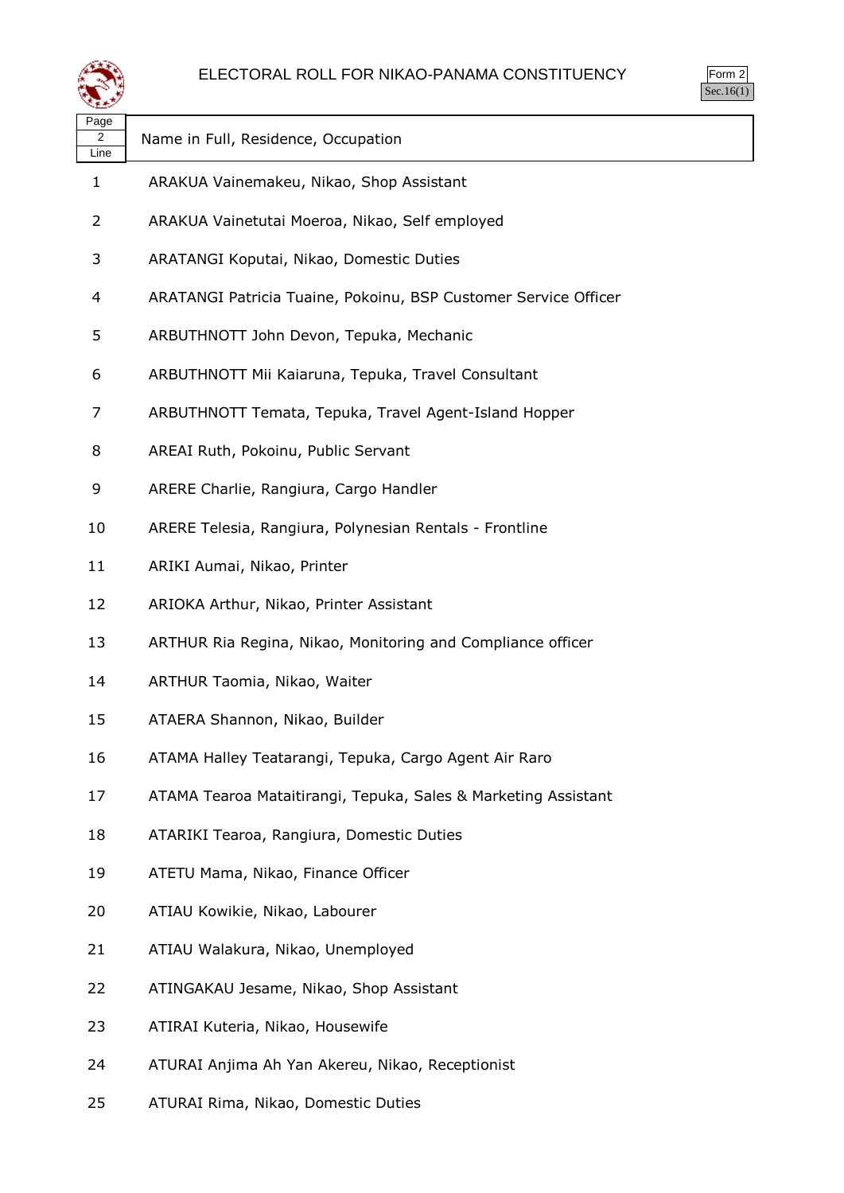# ELECTORAL ROLL FOR NIKAO-PANAMA CONSTITUENCY

Form 2
Sec.16(1)

| Page 2 Line | Name in Full, Residence, Occupation |
|---|---|
| 1 | ARAKUA Vainemakeu, Nikao, Shop Assistant |
| 2 | ARAKUA Vainetutai Moeroa, Nikao, Self employed |
| 3 | ARATANGI Koputai, Nikao, Domestic Duties |
| 4 | ARATANGI Patricia Tuaine, Pokoinu, BSP Customer Service Officer |
| 5 | ARBUTHNOTT John Devon, Tepuka, Mechanic |
| 6 | ARBUTHNOTT Mii Kaiaruna, Tepuka, Travel Consultant |
| 7 | ARBUTHNOTT Temata, Tepuka, Travel Agent-Island Hopper |
| 8 | AREAI Ruth, Pokoinu, Public Servant |
| 9 | ARERE Charlie, Rangiura, Cargo Handler |
| 10 | ARERE Telesia, Rangiura, Polynesian Rentals - Frontline |
| 11 | ARIKI Aumai, Nikao, Printer |
| 12 | ARIOKA Arthur, Nikao, Printer Assistant |
| 13 | ARTHUR Ria Regina, Nikao, Monitoring and Compliance officer |
| 14 | ARTHUR Taomia, Nikao, Waiter |
| 15 | ATAERA Shannon, Nikao, Builder |
| 16 | ATAMA Halley Teatarangi, Tepuka, Cargo Agent Air Raro |
| 17 | ATAMA Tearoa Mataitirangi, Tepuka, Sales & Marketing Assistant |
| 18 | ATARIKI Tearoa, Rangiura, Domestic Duties |
| 19 | ATETU Mama, Nikao, Finance Officer |
| 20 | ATIAU Kowikie, Nikao, Labourer |
| 21 | ATIAU Walakura, Nikao, Unemployed |
| 22 | ATINGAKAU Jesame, Nikao, Shop Assistant |
| 23 | ATIRAI Kuteria, Nikao, Housewife |
| 24 | ATURAI Anjima Ah Yan Akereu, Nikao, Receptionist |
| 25 | ATURAI Rima, Nikao, Domestic Duties |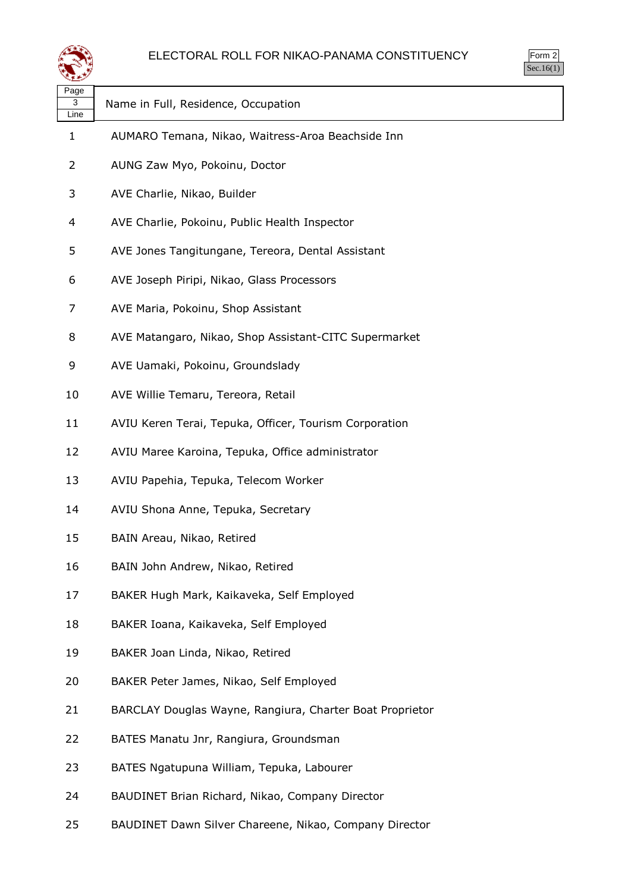| Page 3 Line | Name in Full, Residence, Occupation |
|---|---|
| 1 | AUMARO Temana, Nikao, Waitress-Aroa Beachside Inn |
| 2 | AUNG Zaw Myo, Pokoinu, Doctor |
| 3 | AVE Charlie, Nikao, Builder |
| 4 | AVE Charlie, Pokoinu, Public Health Inspector |
| 5 | AVE Jones Tangitungane, Tereora, Dental Assistant |
| 6 | AVE Joseph Piripi, Nikao, Glass Processors |
| 7 | AVE Maria, Pokoinu, Shop Assistant |
| 8 | AVE Matangaro, Nikao, Shop Assistant-CITC Supermarket |
| 9 | AVE Uamaki, Pokoinu, Groundslady |
| 10 | AVE Willie Temaru, Tereora, Retail |
| 11 | AVIU Keren Terai, Tepuka, Officer, Tourism Corporation |
| 12 | AVIU Maree Karoina, Tepuka, Office administrator |
| 13 | AVIU Papehia, Tepuka, Telecom Worker |
| 14 | AVIU Shona Anne, Tepuka, Secretary |
| 15 | BAIN Areau, Nikao, Retired |
| 16 | BAIN John Andrew, Nikao, Retired |
| 17 | BAKER Hugh Mark, Kaikaveka, Self Employed |
| 18 | BAKER Ioana, Kaikaveka, Self Employed |
| 19 | BAKER Joan Linda, Nikao, Retired |
| 20 | BAKER Peter James, Nikao, Self Employed |
| 21 | BARCLAY Douglas Wayne, Rangiura, Charter Boat Proprietor |
| 22 | BATES Manatu Jnr, Rangiura, Groundsman |
| 23 | BATES Ngatupuna William, Tepuka, Labourer |
| 24 | BAUDINET Brian Richard, Nikao, Company Director |
| 25 | BAUDINET Dawn Silver Chareene, Nikao, Company Director |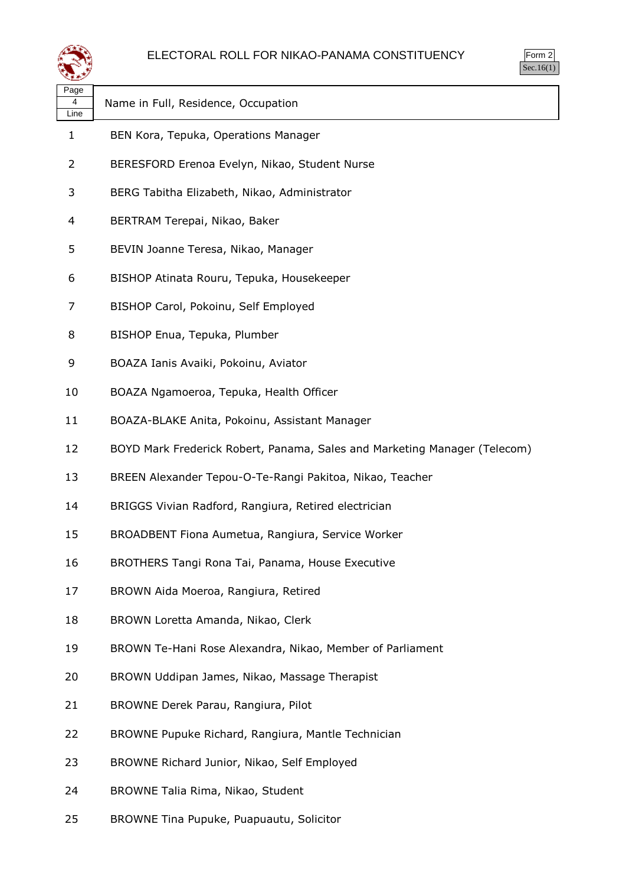# ELECTORAL ROLL FOR NIKAO-PANAMA CONSTITUENCY

Form 2
Sec.16(1)

| Page 4 Line | Name in Full, Residence, Occupation |
|---|---|
| 1 | BEN Kora, Tepuka, Operations Manager |
| 2 | BERESFORD Erenoa Evelyn, Nikao, Student Nurse |
| 3 | BERG Tabitha Elizabeth, Nikao, Administrator |
| 4 | BERTRAM Terepai, Nikao, Baker |
| 5 | BEVIN Joanne Teresa, Nikao, Manager |
| 6 | BISHOP Atinata Rouru, Tepuka, Housekeeper |
| 7 | BISHOP Carol, Pokoinu, Self Employed |
| 8 | BISHOP Enua, Tepuka, Plumber |
| 9 | BOAZA Ianis Avaiki, Pokoinu, Aviator |
| 10 | BOAZA Ngamoeroa, Tepuka, Health Officer |
| 11 | BOAZA-BLAKE Anita, Pokoinu, Assistant Manager |
| 12 | BOYD Mark Frederick Robert, Panama, Sales and Marketing Manager (Telecom) |
| 13 | BREEN Alexander Tepou-O-Te-Rangi Pakitoa, Nikao, Teacher |
| 14 | BRIGGS Vivian Radford, Rangiura, Retired electrician |
| 15 | BROADBENT Fiona Aumetua, Rangiura, Service Worker |
| 16 | BROTHERS Tangi Rona Tai, Panama, House Executive |
| 17 | BROWN Aida Moeroa, Rangiura, Retired |
| 18 | BROWN Loretta Amanda, Nikao, Clerk |
| 19 | BROWN Te-Hani Rose Alexandra, Nikao, Member of Parliament |
| 20 | BROWN Uddipan James, Nikao, Massage Therapist |
| 21 | BROWNE Derek Parau, Rangiura, Pilot |
| 22 | BROWNE Pupuke Richard, Rangiura, Mantle Technician |
| 23 | BROWNE Richard Junior, Nikao, Self Employed |
| 24 | BROWNE Talia Rima, Nikao, Student |
| 25 | BROWNE Tina Pupuke, Puapuautu, Solicitor |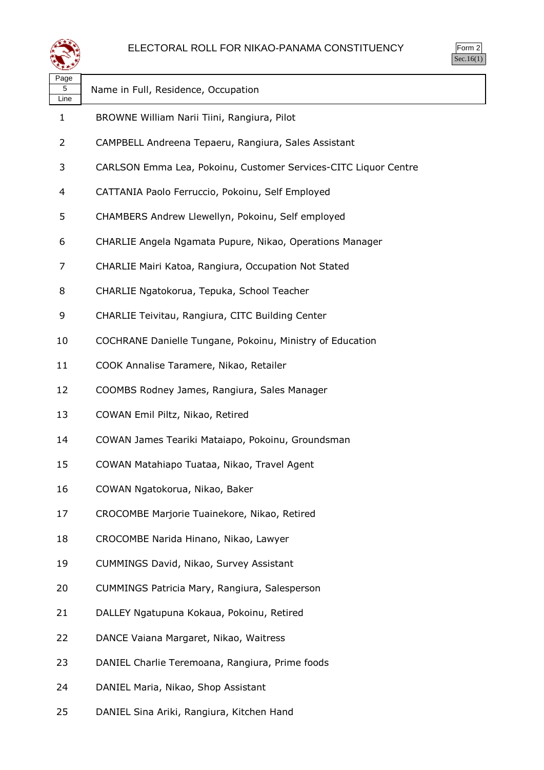# ELECTORAL ROLL FOR NIKAO-PANAMA CONSTITUENCY

Form 2
Sec.16(1)

| Page 5 Line | Name in Full, Residence, Occupation |
|---|---|
| 1 | BROWNE William Narii Tiini, Rangiura, Pilot |
| 2 | CAMPBELL Andreena Tepaeru, Rangiura, Sales Assistant |
| 3 | CARLSON Emma Lea, Pokoinu, Customer Services-CITC Liquor Centre |
| 4 | CATTANIA Paolo Ferruccio, Pokoinu, Self Employed |
| 5 | CHAMBERS Andrew Llewellyn, Pokoinu, Self employed |
| 6 | CHARLIE Angela Ngamata Pupure, Nikao, Operations Manager |
| 7 | CHARLIE Mairi Katoa, Rangiura, Occupation Not Stated |
| 8 | CHARLIE Ngatokorua, Tepuka, School Teacher |
| 9 | CHARLIE Teivitau, Rangiura, CITC Building Center |
| 10 | COCHRANE Danielle Tungane, Pokoinu, Ministry of Education |
| 11 | COOK Annalise Taramere, Nikao, Retailer |
| 12 | COOMBS Rodney James, Rangiura, Sales Manager |
| 13 | COWAN Emil Piltz, Nikao, Retired |
| 14 | COWAN James Teariki Mataiapo, Pokoinu, Groundsman |
| 15 | COWAN Matahiapo Tuataa, Nikao, Travel Agent |
| 16 | COWAN Ngatokorua, Nikao, Baker |
| 17 | CROCOMBE Marjorie Tuainekore, Nikao, Retired |
| 18 | CROCOMBE Narida Hinano, Nikao, Lawyer |
| 19 | CUMMINGS David, Nikao, Survey Assistant |
| 20 | CUMMINGS Patricia Mary, Rangiura, Salesperson |
| 21 | DALLEY Ngatupuna Kokaua, Pokoinu, Retired |
| 22 | DANCE Vaiana Margaret, Nikao, Waitress |
| 23 | DANIEL Charlie Teremoana, Rangiura, Prime foods |
| 24 | DANIEL Maria, Nikao, Shop Assistant |
| 25 | DANIEL Sina Ariki, Rangiura, Kitchen Hand |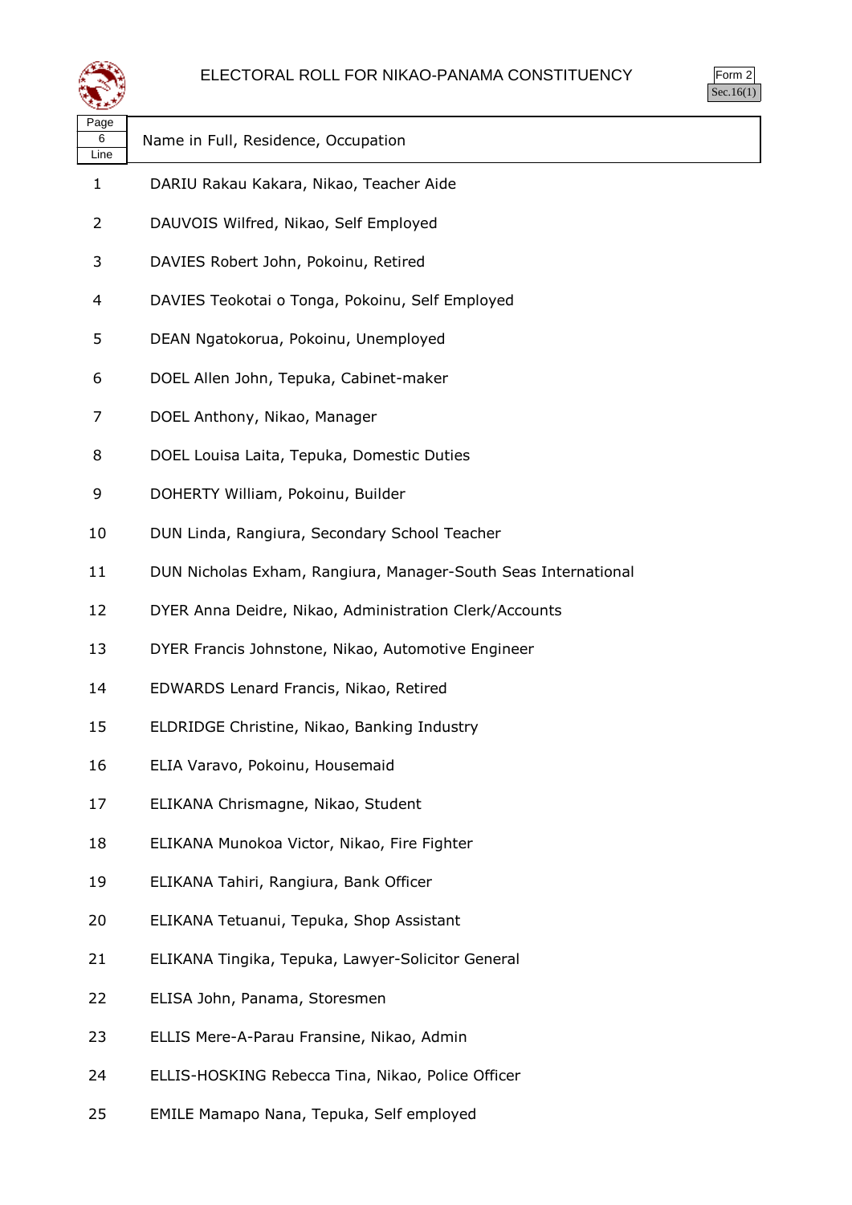# ELECTORAL ROLL FOR NIKAO-PANAMA CONSTITUENCY

Form 2
Sec.16(1)

| Page 6 Line | Name in Full, Residence, Occupation |
|---|---|
| 1 | DARIU Rakau Kakara, Nikao, Teacher Aide |
| 2 | DAUVOIS Wilfred, Nikao, Self Employed |
| 3 | DAVIES Robert John, Pokoinu, Retired |
| 4 | DAVIES Teokotai o Tonga, Pokoinu, Self Employed |
| 5 | DEAN Ngatokorua, Pokoinu, Unemployed |
| 6 | DOEL Allen John, Tepuka, Cabinet-maker |
| 7 | DOEL Anthony, Nikao, Manager |
| 8 | DOEL Louisa Laita, Tepuka, Domestic Duties |
| 9 | DOHERTY William, Pokoinu, Builder |
| 10 | DUN Linda, Rangiura, Secondary School Teacher |
| 11 | DUN Nicholas Exham, Rangiura, Manager-South Seas International |
| 12 | DYER Anna Deidre, Nikao, Administration Clerk/Accounts |
| 13 | DYER Francis Johnstone, Nikao, Automotive Engineer |
| 14 | EDWARDS Lenard Francis, Nikao, Retired |
| 15 | ELDRIDGE Christine, Nikao, Banking Industry |
| 16 | ELIA Varavo, Pokoinu, Housemaid |
| 17 | ELIKANA Chrismagne, Nikao, Student |
| 18 | ELIKANA Munokoa Victor, Nikao, Fire Fighter |
| 19 | ELIKANA Tahiri, Rangiura, Bank Officer |
| 20 | ELIKANA Tetuanui, Tepuka, Shop Assistant |
| 21 | ELIKANA Tingika, Tepuka, Lawyer-Solicitor General |
| 22 | ELISA John, Panama, Storesmen |
| 23 | ELLIS Mere-A-Parau Fransine, Nikao, Admin |
| 24 | ELLIS-HOSKING Rebecca Tina, Nikao, Police Officer |
| 25 | EMILE Mamapo Nana, Tepuka, Self employed |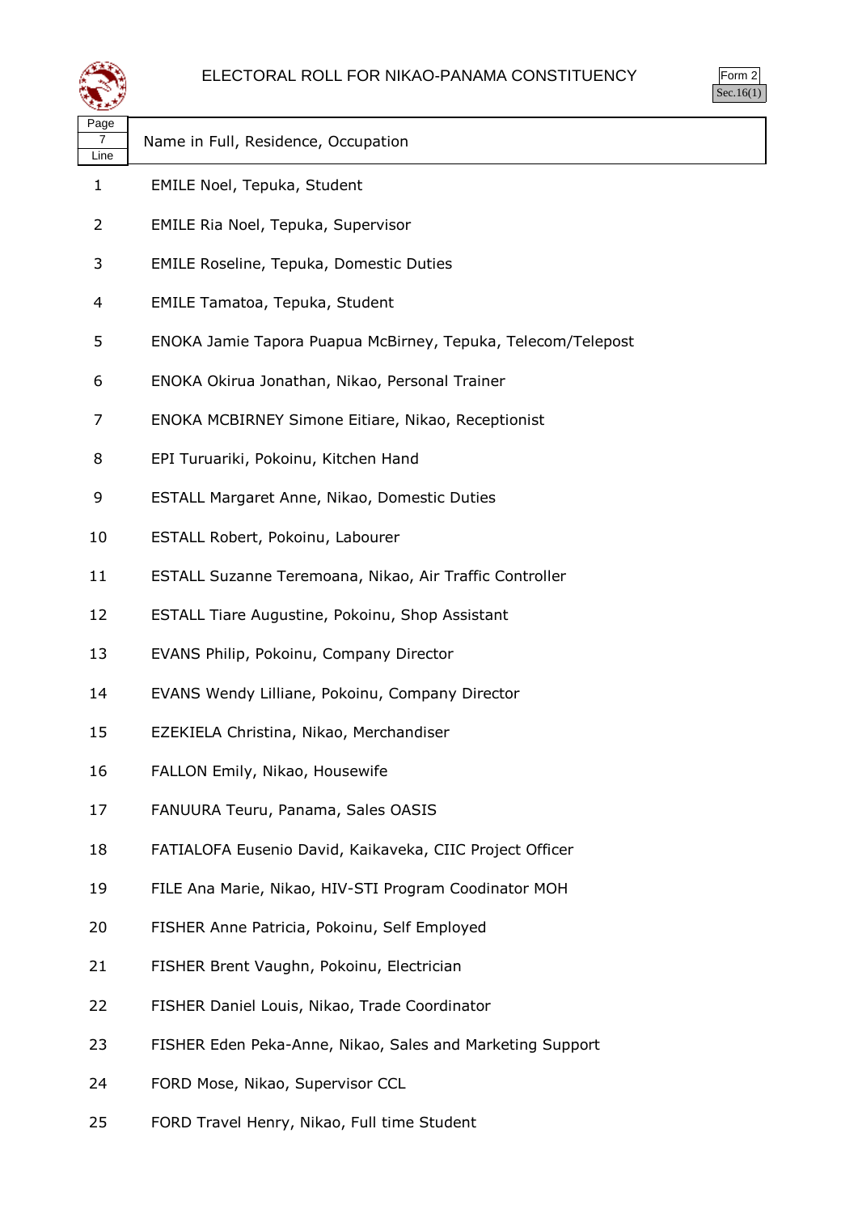# ELECTORAL ROLL FOR NIKAO-PANAMA CONSTITUENCY

Form 2
Sec.16(1)

| Page 7 Line | Name in Full, Residence, Occupation |
|---|---|
| 1 | EMILE Noel, Tepuka, Student |
| 2 | EMILE Ria Noel, Tepuka, Supervisor |
| 3 | EMILE Roseline, Tepuka, Domestic Duties |
| 4 | EMILE Tamatoa, Tepuka, Student |
| 5 | ENOKA Jamie Tapora Puapua McBirney, Tepuka, Telecom/Telepost |
| 6 | ENOKA Okirua Jonathan, Nikao, Personal Trainer |
| 7 | ENOKA MCBIRNEY Simone Eitiare, Nikao, Receptionist |
| 8 | EPI Turuariki, Pokoinu, Kitchen Hand |
| 9 | ESTALL Margaret Anne, Nikao, Domestic Duties |
| 10 | ESTALL Robert, Pokoinu, Labourer |
| 11 | ESTALL Suzanne Teremoana, Nikao, Air Traffic Controller |
| 12 | ESTALL Tiare Augustine, Pokoinu, Shop Assistant |
| 13 | EVANS Philip, Pokoinu, Company Director |
| 14 | EVANS Wendy Lilliane, Pokoinu, Company Director |
| 15 | EZEKIELA Christina, Nikao, Merchandiser |
| 16 | FALLON Emily, Nikao, Housewife |
| 17 | FANUURA Teuru, Panama, Sales OASIS |
| 18 | FATIALOFA Eusenio David, Kaikaveka, CIIC Project Officer |
| 19 | FILE Ana Marie, Nikao, HIV-STI Program Coodinator MOH |
| 20 | FISHER Anne Patricia, Pokoinu, Self Employed |
| 21 | FISHER Brent Vaughn, Pokoinu, Electrician |
| 22 | FISHER Daniel Louis, Nikao, Trade Coordinator |
| 23 | FISHER Eden Peka-Anne, Nikao, Sales and Marketing Support |
| 24 | FORD Mose, Nikao, Supervisor CCL |
| 25 | FORD Travel Henry, Nikao, Full time Student |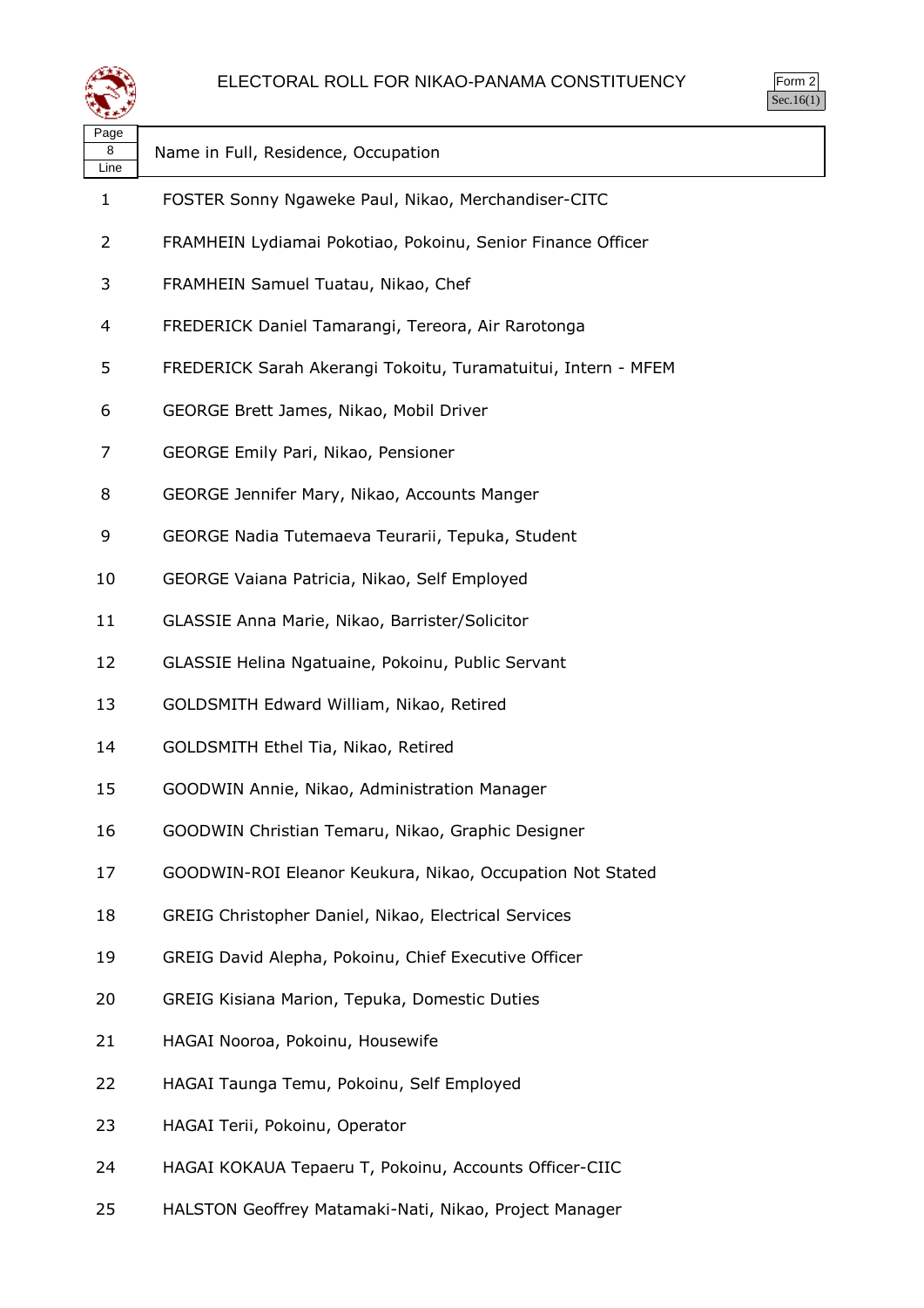# ELECTORAL ROLL FOR NIKAO-PANAMA CONSTITUENCY

Form 2
Sec.16(1)

| Page 8 Line | Name in Full, Residence, Occupation |
|---|---|
| 1 | FOSTER Sonny Ngaweke Paul, Nikao, Merchandiser-CITC |
| 2 | FRAMHEIN Lydiamai Pokotiao, Pokoinu, Senior Finance Officer |
| 3 | FRAMHEIN Samuel Tuatau, Nikao, Chef |
| 4 | FREDERICK Daniel Tamarangi, Tereora, Air Rarotonga |
| 5 | FREDERICK Sarah Akerangi Tokoitu, Turamatuitui, Intern - MFEM |
| 6 | GEORGE Brett James, Nikao, Mobil Driver |
| 7 | GEORGE Emily Pari, Nikao, Pensioner |
| 8 | GEORGE Jennifer Mary, Nikao, Accounts Manger |
| 9 | GEORGE Nadia Tutemaeva Teurarii, Tepuka, Student |
| 10 | GEORGE Vaiana Patricia, Nikao, Self Employed |
| 11 | GLASSIE Anna Marie, Nikao, Barrister/Solicitor |
| 12 | GLASSIE Helina Ngatuaine, Pokoinu, Public Servant |
| 13 | GOLDSMITH Edward William, Nikao, Retired |
| 14 | GOLDSMITH Ethel Tia, Nikao, Retired |
| 15 | GOODWIN Annie, Nikao, Administration Manager |
| 16 | GOODWIN Christian Temaru, Nikao, Graphic Designer |
| 17 | GOODWIN-ROI Eleanor Keukura, Nikao, Occupation Not Stated |
| 18 | GREIG Christopher Daniel, Nikao, Electrical Services |
| 19 | GREIG David Alepha, Pokoinu, Chief Executive Officer |
| 20 | GREIG Kisiana Marion, Tepuka, Domestic Duties |
| 21 | HAGAI Nooroa, Pokoinu, Housewife |
| 22 | HAGAI Taunga Temu, Pokoinu, Self Employed |
| 23 | HAGAI Terii, Pokoinu, Operator |
| 24 | HAGAI KOKAUA Tepaeru T, Pokoinu, Accounts Officer-CIIC |
| 25 | HALSTON Geoffrey Matamaki-Nati, Nikao, Project Manager |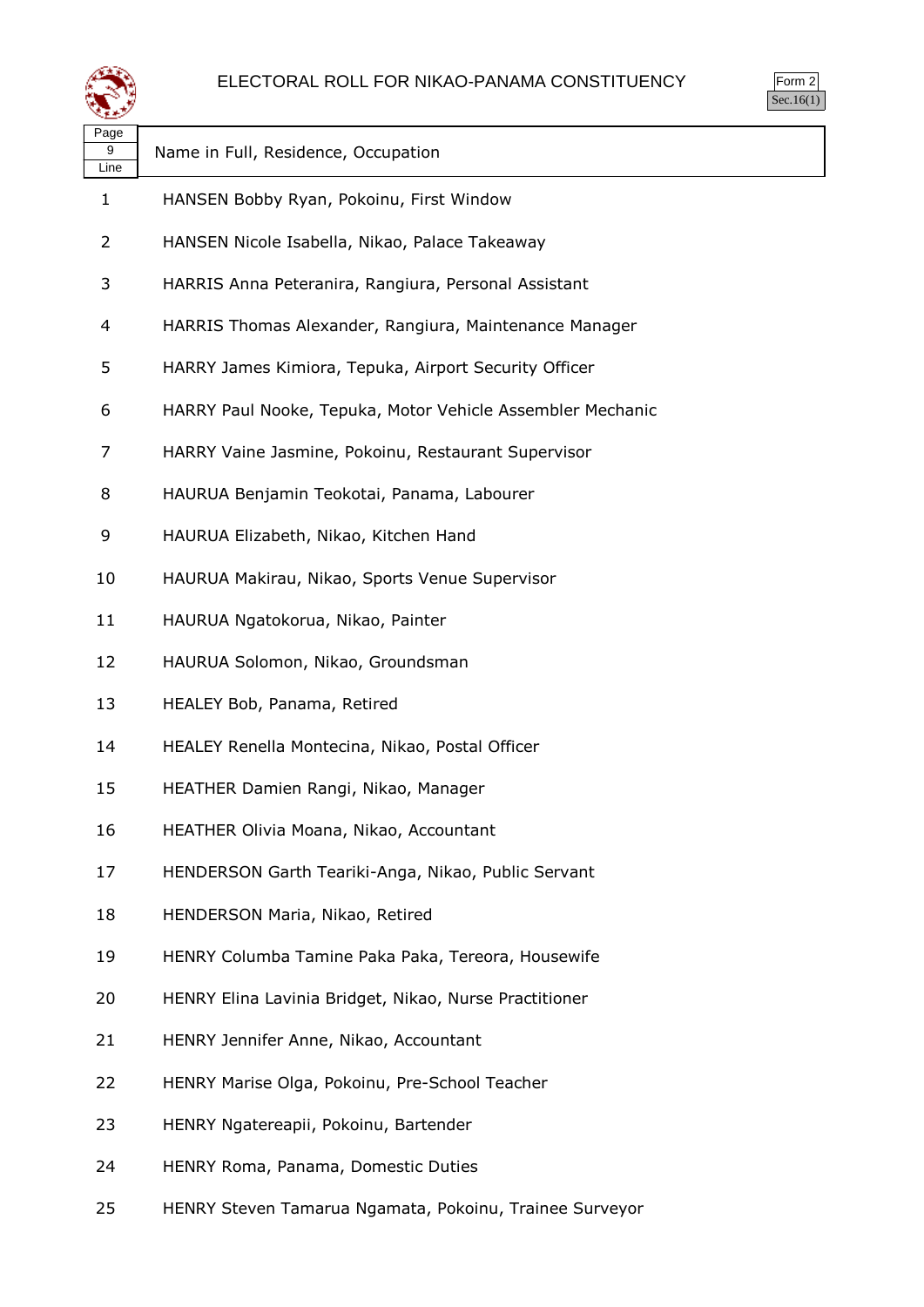| Page 9 Line | Name in Full, Residence, Occupation |
|---|---|
| 1 | HANSEN Bobby Ryan, Pokoinu, First Window |
| 2 | HANSEN Nicole Isabella, Nikao, Palace Takeaway |
| 3 | HARRIS Anna Peteranira, Rangiura, Personal Assistant |
| 4 | HARRIS Thomas Alexander, Rangiura, Maintenance Manager |
| 5 | HARRY James Kimiora, Tepuka, Airport Security Officer |
| 6 | HARRY Paul Nooke, Tepuka, Motor Vehicle Assembler Mechanic |
| 7 | HARRY Vaine Jasmine, Pokoinu, Restaurant Supervisor |
| 8 | HAURUA Benjamin Teokotai, Panama, Labourer |
| 9 | HAURUA Elizabeth, Nikao, Kitchen Hand |
| 10 | HAURUA Makirau, Nikao, Sports Venue Supervisor |
| 11 | HAURUA Ngatokorua, Nikao, Painter |
| 12 | HAURUA Solomon, Nikao, Groundsman |
| 13 | HEALEY Bob, Panama, Retired |
| 14 | HEALEY Renella Montecina, Nikao, Postal Officer |
| 15 | HEATHER Damien Rangi, Nikao, Manager |
| 16 | HEATHER Olivia Moana, Nikao, Accountant |
| 17 | HENDERSON Garth Teariki-Anga, Nikao, Public Servant |
| 18 | HENDERSON Maria, Nikao, Retired |
| 19 | HENRY Columba Tamine Paka Paka, Tereora, Housewife |
| 20 | HENRY Elina Lavinia Bridget, Nikao, Nurse Practitioner |
| 21 | HENRY Jennifer Anne, Nikao, Accountant |
| 22 | HENRY Marise Olga, Pokoinu, Pre-School Teacher |
| 23 | HENRY Ngatereapii, Pokoinu, Bartender |
| 24 | HENRY Roma, Panama, Domestic Duties |
| 25 | HENRY Steven Tamarua Ngamata, Pokoinu, Trainee Surveyor |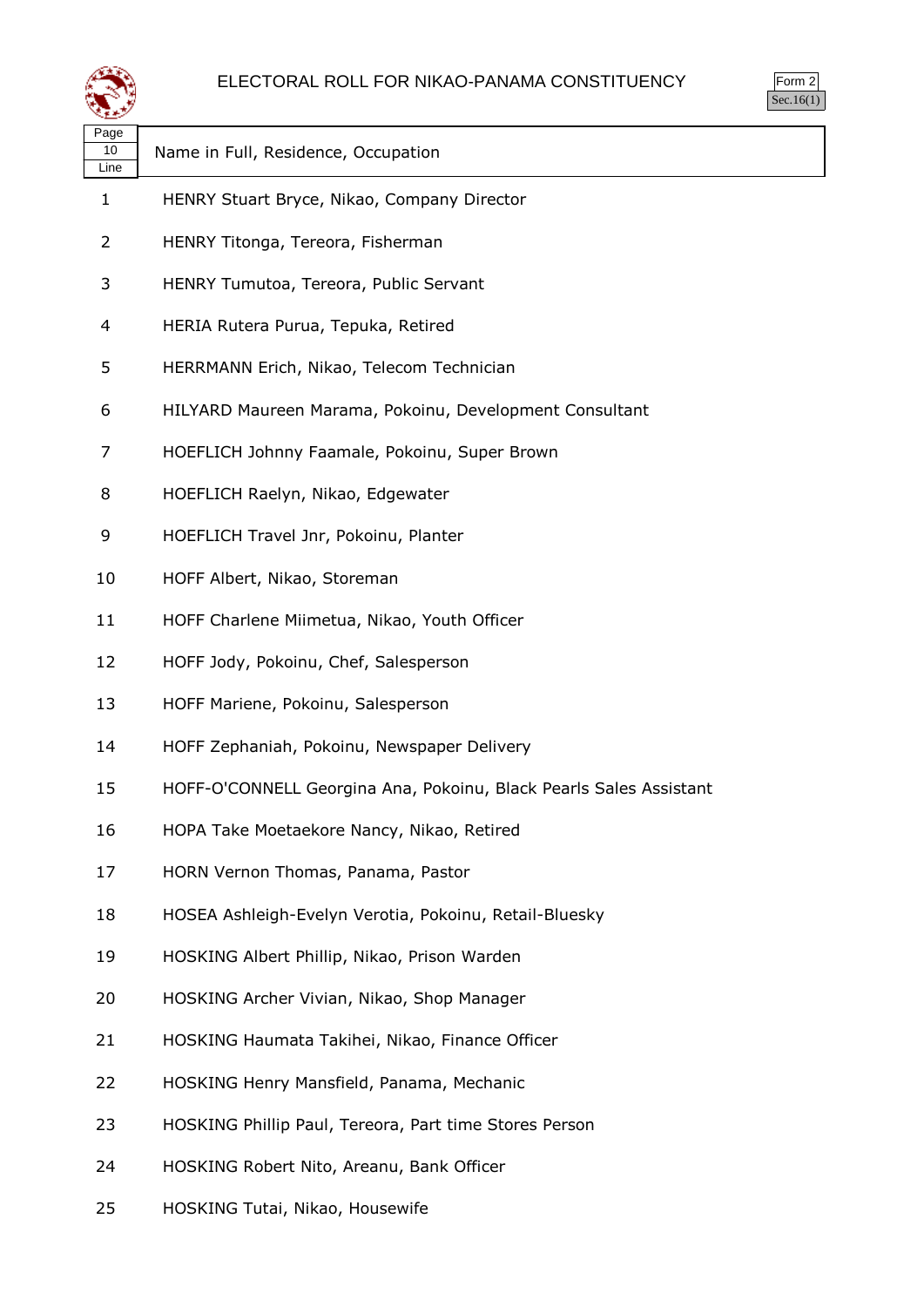# ELECTORAL ROLL FOR NIKAO-PANAMA CONSTITUENCY

Form 2
Sec.16(1)

| Page 10 Line | Name in Full, Residence, Occupation |
|---|---|
| 1 | HENRY Stuart Bryce, Nikao, Company Director |
| 2 | HENRY Titonga, Tereora, Fisherman |
| 3 | HENRY Tumutoa, Tereora, Public Servant |
| 4 | HERIA Rutera Purua, Tepuka, Retired |
| 5 | HERRMANN Erich, Nikao, Telecom Technician |
| 6 | HILYARD Maureen Marama, Pokoinu, Development Consultant |
| 7 | HOEFLICH Johnny Faamale, Pokoinu, Super Brown |
| 8 | HOEFLICH Raelyn, Nikao, Edgewater |
| 9 | HOEFLICH Travel Jnr, Pokoinu, Planter |
| 10 | HOFF Albert, Nikao, Storeman |
| 11 | HOFF Charlene Miimetua, Nikao, Youth Officer |
| 12 | HOFF Jody, Pokoinu, Chef, Salesperson |
| 13 | HOFF Mariene, Pokoinu, Salesperson |
| 14 | HOFF Zephaniah, Pokoinu, Newspaper Delivery |
| 15 | HOFF-O'CONNELL Georgina Ana, Pokoinu, Black Pearls Sales Assistant |
| 16 | HOPA Take Moetaekore Nancy, Nikao, Retired |
| 17 | HORN Vernon Thomas, Panama, Pastor |
| 18 | HOSEA Ashleigh-Evelyn Verotia, Pokoinu, Retail-Bluesky |
| 19 | HOSKING Albert Phillip, Nikao, Prison Warden |
| 20 | HOSKING Archer Vivian, Nikao, Shop Manager |
| 21 | HOSKING Haumata Takihei, Nikao, Finance Officer |
| 22 | HOSKING Henry Mansfield, Panama, Mechanic |
| 23 | HOSKING Phillip Paul, Tereora, Part time Stores Person |
| 24 | HOSKING Robert Nito, Areanu, Bank Officer |
| 25 | HOSKING Tutai, Nikao, Housewife |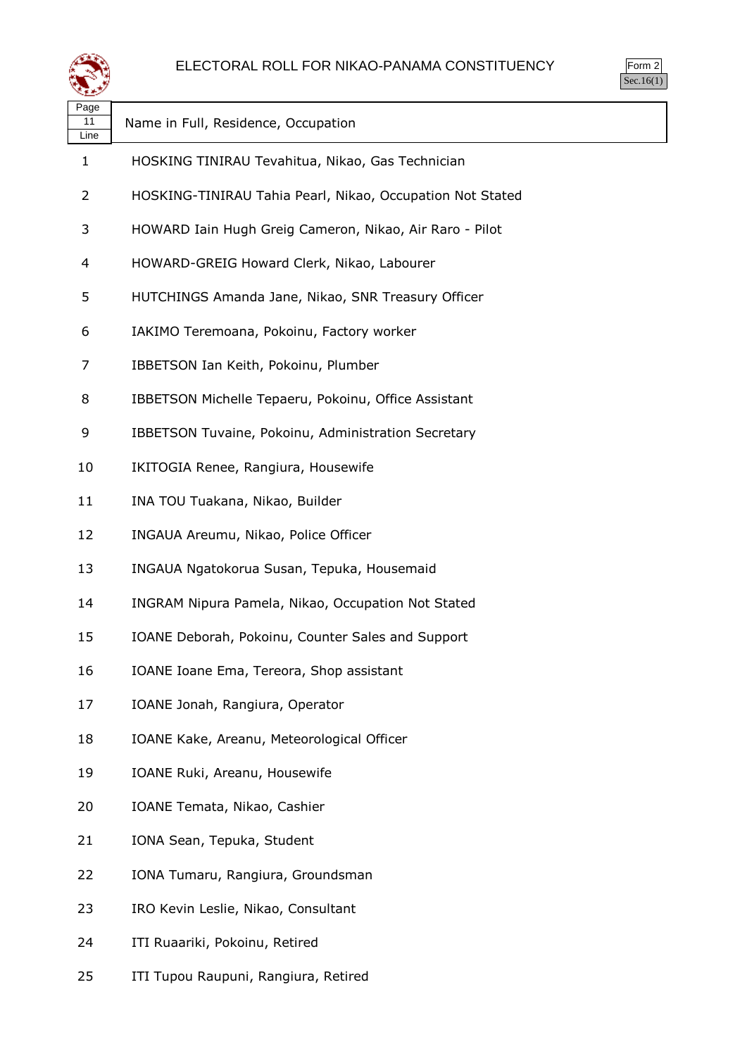# ELECTORAL ROLL FOR NIKAO-PANAMA CONSTITUENCY

Form 2
Sec.16(1)

| Page 11 Line | Name in Full, Residence, Occupation |
|---|---|
| 1 | HOSKING TINIRAU Tevahitua, Nikao, Gas Technician |
| 2 | HOSKING-TINIRAU Tahia Pearl, Nikao, Occupation Not Stated |
| 3 | HOWARD Iain Hugh Greig Cameron, Nikao, Air Raro - Pilot |
| 4 | HOWARD-GREIG Howard Clerk, Nikao, Labourer |
| 5 | HUTCHINGS Amanda Jane, Nikao, SNR Treasury Officer |
| 6 | IAKIMO Teremoana, Pokoinu, Factory worker |
| 7 | IBBETSON Ian Keith, Pokoinu, Plumber |
| 8 | IBBETSON Michelle Tepaeru, Pokoinu, Office Assistant |
| 9 | IBBETSON Tuvaine, Pokoinu, Administration Secretary |
| 10 | IKITOGIA Renee, Rangiura, Housewife |
| 11 | INA TOU Tuakana, Nikao, Builder |
| 12 | INGAUA Areumu, Nikao, Police Officer |
| 13 | INGAUA Ngatokorua Susan, Tepuka, Housemaid |
| 14 | INGRAM Nipura Pamela, Nikao, Occupation Not Stated |
| 15 | IOANE Deborah, Pokoinu, Counter Sales and Support |
| 16 | IOANE Ioane Ema, Tereora, Shop assistant |
| 17 | IOANE Jonah, Rangiura, Operator |
| 18 | IOANE Kake, Areanu, Meteorological Officer |
| 19 | IOANE Ruki, Areanu, Housewife |
| 20 | IOANE Temata, Nikao, Cashier |
| 21 | IONA Sean, Tepuka, Student |
| 22 | IONA Tumaru, Rangiura, Groundsman |
| 23 | IRO Kevin Leslie, Nikao, Consultant |
| 24 | ITI Ruaariki, Pokoinu, Retired |
| 25 | ITI Tupou Raupuni, Rangiura, Retired |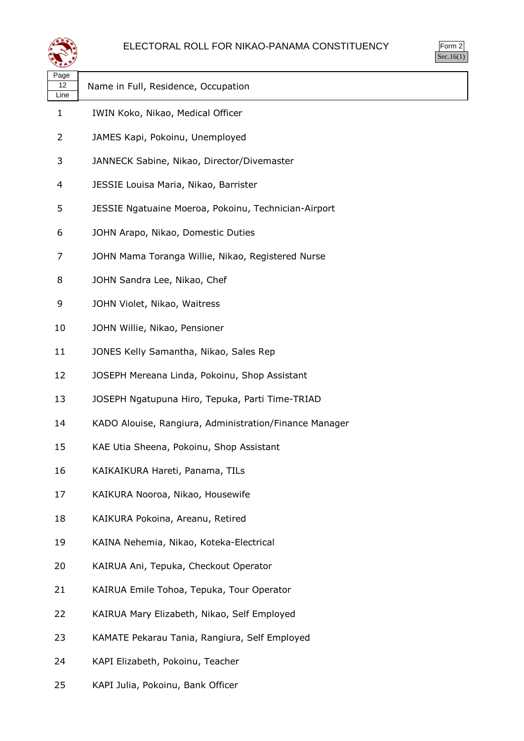# ELECTORAL ROLL FOR NIKAO-PANAMA CONSTITUENCY

Form 2
Sec.16(1)

| Page 12 Line | Name in Full, Residence, Occupation |
|---|---|
| 1 | IWIN Koko, Nikao, Medical Officer |
| 2 | JAMES Kapi, Pokoinu, Unemployed |
| 3 | JANNECK Sabine, Nikao, Director/Divemaster |
| 4 | JESSIE Louisa Maria, Nikao, Barrister |
| 5 | JESSIE Ngatuaine Moeroa, Pokoinu, Technician-Airport |
| 6 | JOHN Arapo, Nikao, Domestic Duties |
| 7 | JOHN Mama Toranga Willie, Nikao, Registered Nurse |
| 8 | JOHN Sandra Lee, Nikao, Chef |
| 9 | JOHN Violet, Nikao, Waitress |
| 10 | JOHN Willie, Nikao, Pensioner |
| 11 | JONES Kelly Samantha, Nikao, Sales Rep |
| 12 | JOSEPH Mereana Linda, Pokoinu, Shop Assistant |
| 13 | JOSEPH Ngatupuna Hiro, Tepuka, Parti Time-TRIAD |
| 14 | KADO Alouise, Rangiura, Administration/Finance Manager |
| 15 | KAE Utia Sheena, Pokoinu, Shop Assistant |
| 16 | KAIKAIKURA Hareti, Panama, TILs |
| 17 | KAIKURA Nooroa, Nikao, Housewife |
| 18 | KAIKURA Pokoina, Areanu, Retired |
| 19 | KAINA Nehemia, Nikao, Koteka-Electrical |
| 20 | KAIRUA Ani, Tepuka, Checkout Operator |
| 21 | KAIRUA Emile Tohoa, Tepuka, Tour Operator |
| 22 | KAIRUA Mary Elizabeth, Nikao, Self Employed |
| 23 | KAMATE Pekarau Tania, Rangiura, Self Employed |
| 24 | KAPI Elizabeth, Pokoinu, Teacher |
| 25 | KAPI Julia, Pokoinu, Bank Officer |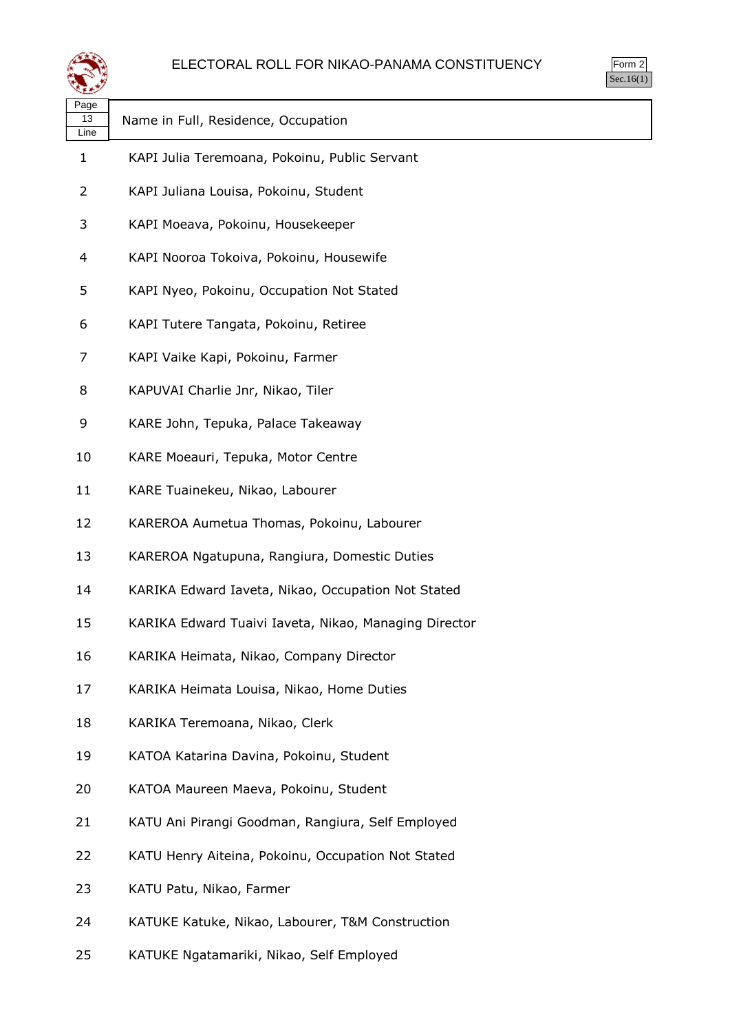# ELECTORAL ROLL FOR NIKAO-PANAMA CONSTITUENCY

Form 2
Sec.16(1)

| Page 13 Line | Name in Full, Residence, Occupation |
|---|---|
| 1 | KAPI Julia Teremoana, Pokoinu, Public Servant |
| 2 | KAPI Juliana Louisa, Pokoinu, Student |
| 3 | KAPI Moeava, Pokoinu, Housekeeper |
| 4 | KAPI Nooroa Tokoiva, Pokoinu, Housewife |
| 5 | KAPI Nyeo, Pokoinu, Occupation Not Stated |
| 6 | KAPI Tutere Tangata, Pokoinu, Retiree |
| 7 | KAPI Vaike Kapi, Pokoinu, Farmer |
| 8 | KAPUVAI Charlie Jnr, Nikao, Tiler |
| 9 | KARE John, Tepuka, Palace Takeaway |
| 10 | KARE Moeauri, Tepuka, Motor Centre |
| 11 | KARE Tuainekeu, Nikao, Labourer |
| 12 | KAREROA Aumetua Thomas, Pokoinu, Labourer |
| 13 | KAREROA Ngatupuna, Rangiura, Domestic Duties |
| 14 | KARIKA Edward Iaveta, Nikao, Occupation Not Stated |
| 15 | KARIKA Edward Tuaivi Iaveta, Nikao, Managing Director |
| 16 | KARIKA Heimata, Nikao, Company Director |
| 17 | KARIKA Heimata Louisa, Nikao, Home Duties |
| 18 | KARIKA Teremoana, Nikao, Clerk |
| 19 | KATOA Katarina Davina, Pokoinu, Student |
| 20 | KATOA Maureen Maeva, Pokoinu, Student |
| 21 | KATU Ani Pirangi Goodman, Rangiura, Self Employed |
| 22 | KATU Henry Aiteina, Pokoinu, Occupation Not Stated |
| 23 | KATU Patu, Nikao, Farmer |
| 24 | KATUKE Katuke, Nikao, Labourer, T&M Construction |
| 25 | KATUKE Ngatamariki, Nikao, Self Employed |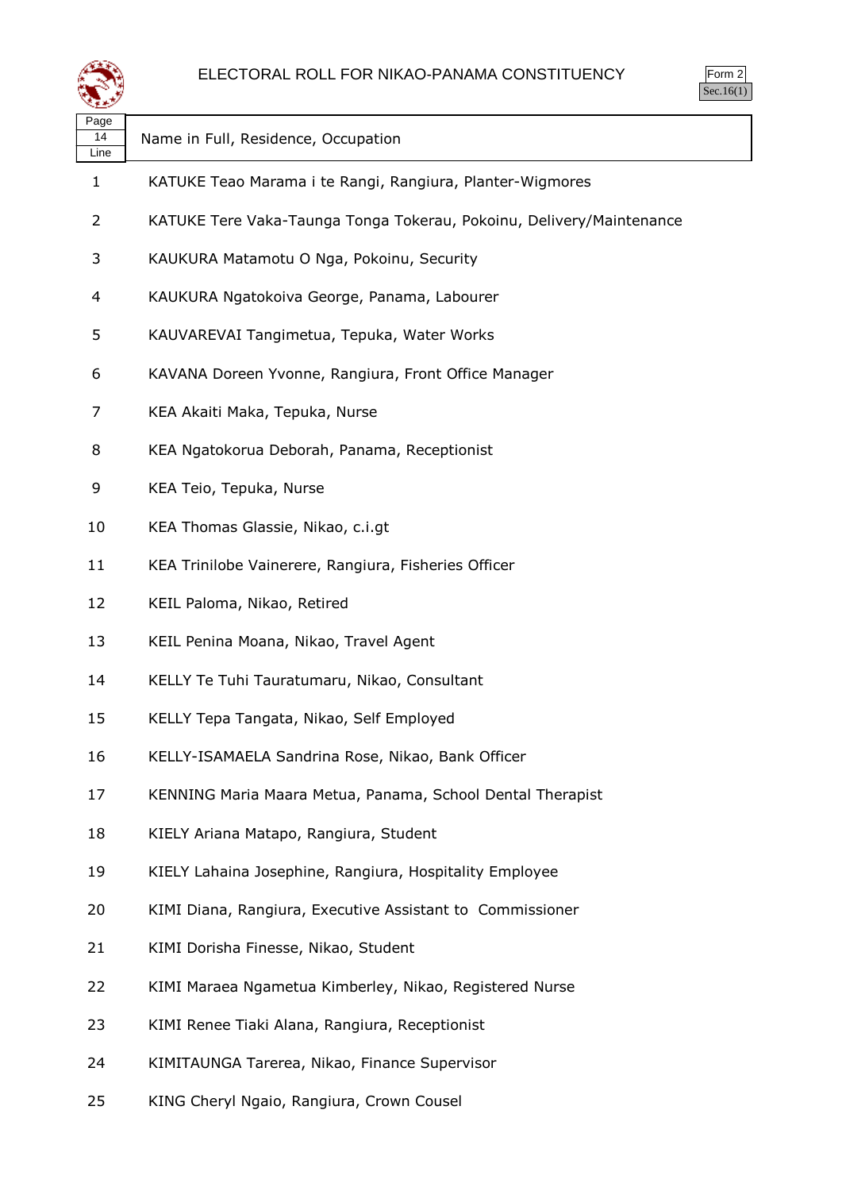# ELECTORAL ROLL FOR NIKAO-PANAMA CONSTITUENCY

Form 2
Sec.16(1)

| Page 14 Line | Name in Full, Residence, Occupation |
|---|---|
| 1 | KATUKE Teao Marama i te Rangi, Rangiura, Planter-Wigmores |
| 2 | KATUKE Tere Vaka-Taunga Tonga Tokerau, Pokoinu, Delivery/Maintenance |
| 3 | KAUKURA Matamotu O Nga, Pokoinu, Security |
| 4 | KAUKURA Ngatokoiva George, Panama, Labourer |
| 5 | KAUVAREVAI Tangimetua, Tepuka, Water Works |
| 6 | KAVANA Doreen Yvonne, Rangiura, Front Office Manager |
| 7 | KEA Akaiti Maka, Tepuka, Nurse |
| 8 | KEA Ngatokorua Deborah, Panama, Receptionist |
| 9 | KEA Teio, Tepuka, Nurse |
| 10 | KEA Thomas Glassie, Nikao, c.i.gt |
| 11 | KEA Trinilobe Vainerere, Rangiura, Fisheries Officer |
| 12 | KEIL Paloma, Nikao, Retired |
| 13 | KEIL Penina Moana, Nikao, Travel Agent |
| 14 | KELLY Te Tuhi Tauratumaru, Nikao, Consultant |
| 15 | KELLY Tepa Tangata, Nikao, Self Employed |
| 16 | KELLY-ISAMAELA Sandrina Rose, Nikao, Bank Officer |
| 17 | KENNING Maria Maara Metua, Panama, School Dental Therapist |
| 18 | KIELY Ariana Matapo, Rangiura, Student |
| 19 | KIELY Lahaina Josephine, Rangiura, Hospitality Employee |
| 20 | KIMI Diana, Rangiura, Executive Assistant to Commissioner |
| 21 | KIMI Dorisha Finesse, Nikao, Student |
| 22 | KIMI Maraea Ngametua Kimberley, Nikao, Registered Nurse |
| 23 | KIMI Renee Tiaki Alana, Rangiura, Receptionist |
| 24 | KIMITAUNGA Tarerea, Nikao, Finance Supervisor |
| 25 | KING Cheryl Ngaio, Rangiura, Crown Cousel |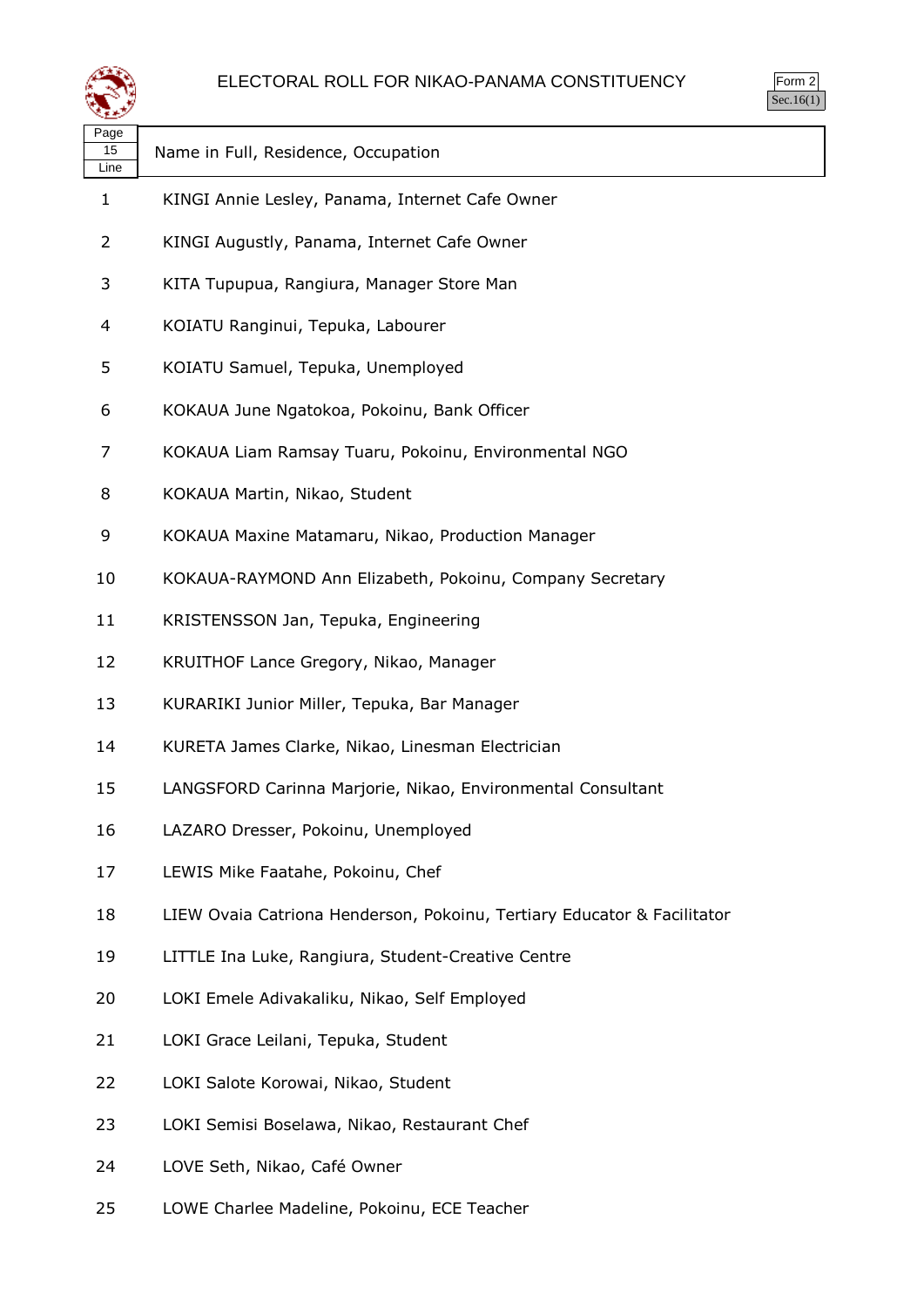# ELECTORAL ROLL FOR NIKAO-PANAMA CONSTITUENCY

Form 2
Sec.16(1)

| Page 15 Line | Name in Full, Residence, Occupation |
|---|---|
| 1 | KINGI Annie Lesley, Panama, Internet Cafe Owner |
| 2 | KINGI Augustly, Panama, Internet Cafe Owner |
| 3 | KITA Tupupua, Rangiura, Manager Store Man |
| 4 | KOIATU Ranginui, Tepuka, Labourer |
| 5 | KOIATU Samuel, Tepuka, Unemployed |
| 6 | KOKAUA June Ngatokoa, Pokoinu, Bank Officer |
| 7 | KOKAUA Liam Ramsay Tuaru, Pokoinu, Environmental NGO |
| 8 | KOKAUA Martin, Nikao, Student |
| 9 | KOKAUA Maxine Matamaru, Nikao, Production Manager |
| 10 | KOKAUA-RAYMOND Ann Elizabeth, Pokoinu, Company Secretary |
| 11 | KRISTENSSON Jan, Tepuka, Engineering |
| 12 | KRUITHOF Lance Gregory, Nikao, Manager |
| 13 | KURARIKI Junior Miller, Tepuka, Bar Manager |
| 14 | KURETA James Clarke, Nikao, Linesman Electrician |
| 15 | LANGSFORD Carinna Marjorie, Nikao, Environmental Consultant |
| 16 | LAZARO Dresser, Pokoinu, Unemployed |
| 17 | LEWIS Mike Faatahe, Pokoinu, Chef |
| 18 | LIEW Ovaia Catriona Henderson, Pokoinu, Tertiary Educator & Facilitator |
| 19 | LITTLE Ina Luke, Rangiura, Student-Creative Centre |
| 20 | LOKI Emele Adivakaliku, Nikao, Self Employed |
| 21 | LOKI Grace Leilani, Tepuka, Student |
| 22 | LOKI Salote Korowai, Nikao, Student |
| 23 | LOKI Semisi Boselawa, Nikao, Restaurant Chef |
| 24 | LOVE Seth, Nikao, Café Owner |
| 25 | LOWE Charlee Madeline, Pokoinu, ECE Teacher |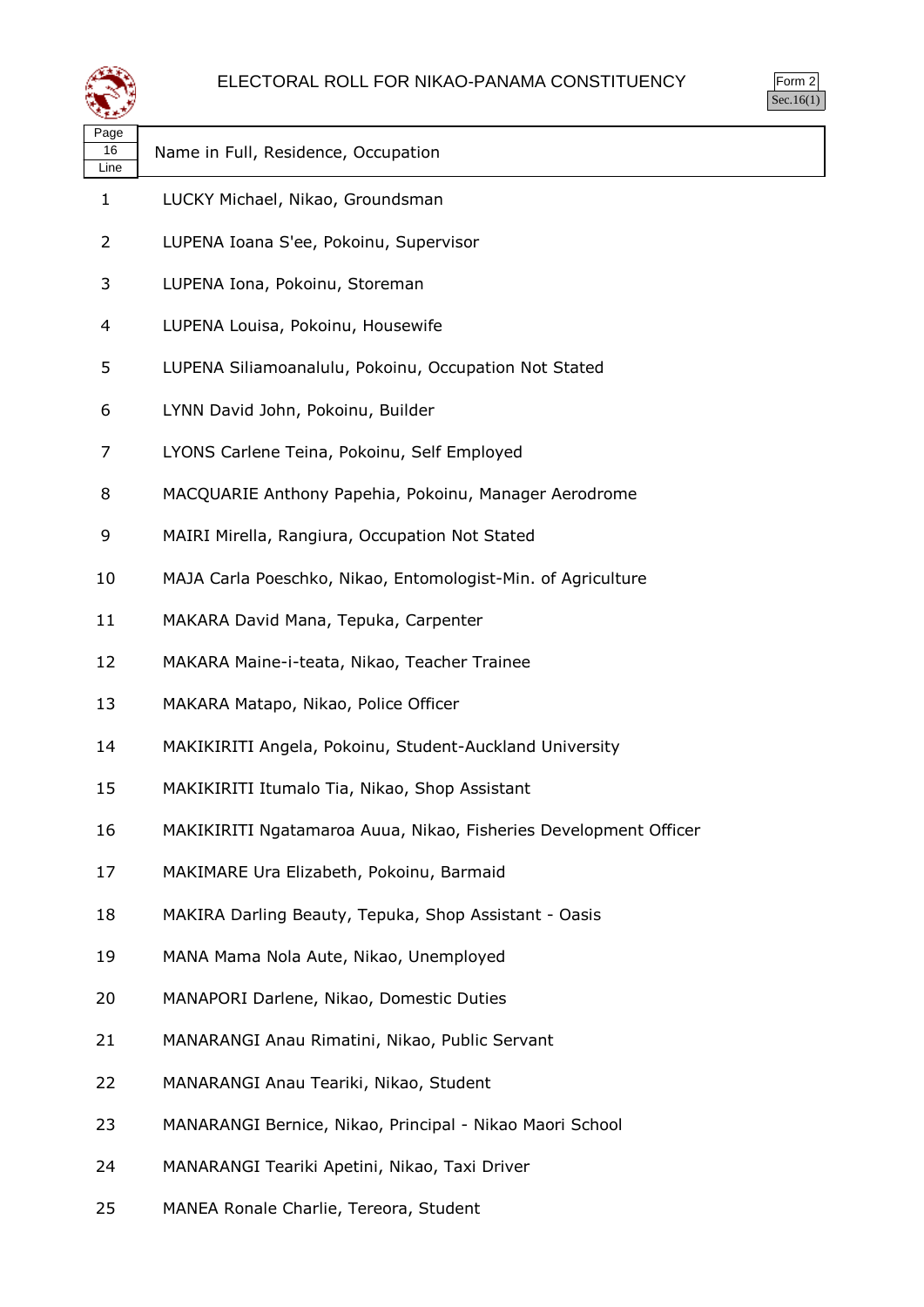# ELECTORAL ROLL FOR NIKAO-PANAMA CONSTITUENCY

Form 2
Sec.16(1)

| Page 16 Line | Name in Full, Residence, Occupation |
|---|---|
| 1 | LUCKY Michael, Nikao, Groundsman |
| 2 | LUPENA Ioana S'ee, Pokoinu, Supervisor |
| 3 | LUPENA Iona, Pokoinu, Storeman |
| 4 | LUPENA Louisa, Pokoinu, Housewife |
| 5 | LUPENA Siliamoanalulu, Pokoinu, Occupation Not Stated |
| 6 | LYNN David John, Pokoinu, Builder |
| 7 | LYONS Carlene Teina, Pokoinu, Self Employed |
| 8 | MACQUARIE Anthony Papehia, Pokoinu, Manager Aerodrome |
| 9 | MAIRI Mirella, Rangiura, Occupation Not Stated |
| 10 | MAJA Carla Poeschko, Nikao, Entomologist-Min. of Agriculture |
| 11 | MAKARA David Mana, Tepuka, Carpenter |
| 12 | MAKARA Maine-i-teata, Nikao, Teacher Trainee |
| 13 | MAKARA Matapo, Nikao, Police Officer |
| 14 | MAKIKIRITI Angela, Pokoinu, Student-Auckland University |
| 15 | MAKIKIRITI Itumalo Tia, Nikao, Shop Assistant |
| 16 | MAKIKIRITI Ngatamaroa Auua, Nikao, Fisheries Development Officer |
| 17 | MAKIMARE Ura Elizabeth, Pokoinu, Barmaid |
| 18 | MAKIRA Darling Beauty, Tepuka, Shop Assistant - Oasis |
| 19 | MANA Mama Nola Aute, Nikao, Unemployed |
| 20 | MANAPORI Darlene, Nikao, Domestic Duties |
| 21 | MANARANGI Anau Rimatini, Nikao, Public Servant |
| 22 | MANARANGI Anau Teariki, Nikao, Student |
| 23 | MANARANGI Bernice, Nikao, Principal - Nikao Maori School |
| 24 | MANARANGI Teariki Apetini, Nikao, Taxi Driver |
| 25 | MANEA Ronale Charlie, Tereora, Student |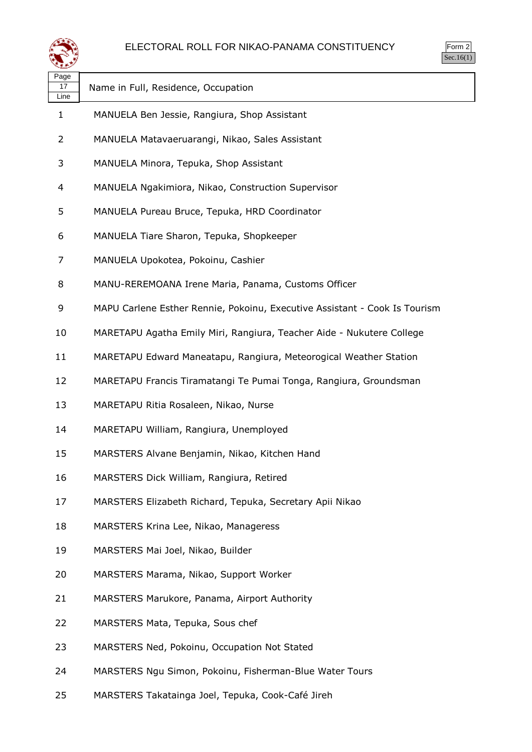# ELECTORAL ROLL FOR NIKAO-PANAMA CONSTITUENCY

Form 2
Sec.16(1)

| Page 17 Line | Name in Full, Residence, Occupation |
| --- | --- |
| 1 | MANUELA Ben Jessie, Rangiura, Shop Assistant |
| 2 | MANUELA Matavaeruarangi, Nikao, Sales Assistant |
| 3 | MANUELA Minora, Tepuka, Shop Assistant |
| 4 | MANUELA Ngakimiora, Nikao, Construction Supervisor |
| 5 | MANUELA Pureau Bruce, Tepuka, HRD Coordinator |
| 6 | MANUELA Tiare Sharon, Tepuka, Shopkeeper |
| 7 | MANUELA Upokotea, Pokoinu, Cashier |
| 8 | MANU-REREMOANA Irene Maria, Panama, Customs Officer |
| 9 | MAPU Carlene Esther Rennie, Pokoinu, Executive Assistant - Cook Is Tourism |
| 10 | MARETAPU Agatha Emily Miri, Rangiura, Teacher Aide - Nukutere College |
| 11 | MARETAPU Edward Maneatapu, Rangiura, Meteorogical Weather Station |
| 12 | MARETAPU Francis Tiramatangi Te Pumai Tonga, Rangiura, Groundsman |
| 13 | MARETAPU Ritia Rosaleen, Nikao, Nurse |
| 14 | MARETAPU William, Rangiura, Unemployed |
| 15 | MARSTERS Alvane Benjamin, Nikao, Kitchen Hand |
| 16 | MARSTERS Dick William, Rangiura, Retired |
| 17 | MARSTERS Elizabeth Richard, Tepuka, Secretary Apii Nikao |
| 18 | MARSTERS Krina Lee, Nikao, Manageress |
| 19 | MARSTERS Mai Joel, Nikao, Builder |
| 20 | MARSTERS Marama, Nikao, Support Worker |
| 21 | MARSTERS Marukore, Panama, Airport Authority |
| 22 | MARSTERS Mata, Tepuka, Sous chef |
| 23 | MARSTERS Ned, Pokoinu, Occupation Not Stated |
| 24 | MARSTERS Ngu Simon, Pokoinu, Fisherman-Blue Water Tours |
| 25 | MARSTERS Takatainga Joel, Tepuka, Cook-Café Jireh |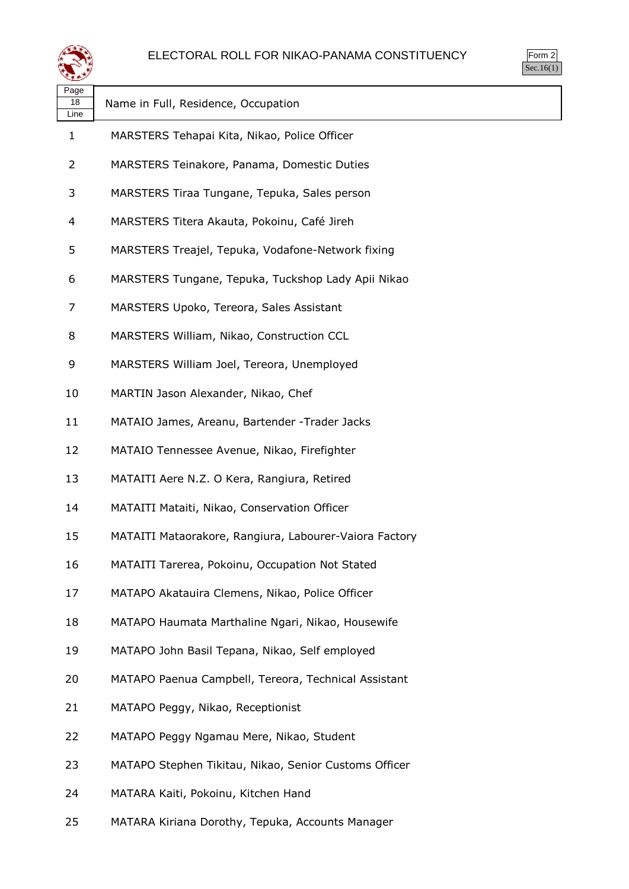# ELECTORAL ROLL FOR NIKAO-PANAMA CONSTITUENCY

Form 2
Sec.16(1)

| Page 18 Line | Name in Full, Residence, Occupation |
|---|---|
| 1 | MARSTERS Tehapai Kita, Nikao, Police Officer |
| 2 | MARSTERS Teinakore, Panama, Domestic Duties |
| 3 | MARSTERS Tiraa Tungane, Tepuka, Sales person |
| 4 | MARSTERS Titera Akauta, Pokoinu, Café Jireh |
| 5 | MARSTERS Treajel, Tepuka, Vodafone-Network fixing |
| 6 | MARSTERS Tungane, Tepuka, Tuckshop Lady Apii Nikao |
| 7 | MARSTERS Upoko, Tereora, Sales Assistant |
| 8 | MARSTERS William, Nikao, Construction CCL |
| 9 | MARSTERS William Joel, Tereora, Unemployed |
| 10 | MARTIN Jason Alexander, Nikao, Chef |
| 11 | MATAIO James, Areanu, Bartender -Trader Jacks |
| 12 | MATAIO Tennessee Avenue, Nikao, Firefighter |
| 13 | MATAITI Aere N.Z. O Kera, Rangiura, Retired |
| 14 | MATAITI Mataiti, Nikao, Conservation Officer |
| 15 | MATAITI Mataorakore, Rangiura, Labourer-Vaiora Factory |
| 16 | MATAITI Tarerea, Pokoinu, Occupation Not Stated |
| 17 | MATAPO Akatauira Clemens, Nikao, Police Officer |
| 18 | MATAPO Haumata Marthaline Ngari, Nikao, Housewife |
| 19 | MATAPO John Basil Tepana, Nikao, Self employed |
| 20 | MATAPO Paenua Campbell, Tereora, Technical Assistant |
| 21 | MATAPO Peggy, Nikao, Receptionist |
| 22 | MATAPO Peggy Ngamau Mere, Nikao, Student |
| 23 | MATAPO Stephen Tikitau, Nikao, Senior Customs Officer |
| 24 | MATARA Kaiti, Pokoinu, Kitchen Hand |
| 25 | MATARA Kiriana Dorothy, Tepuka, Accounts Manager |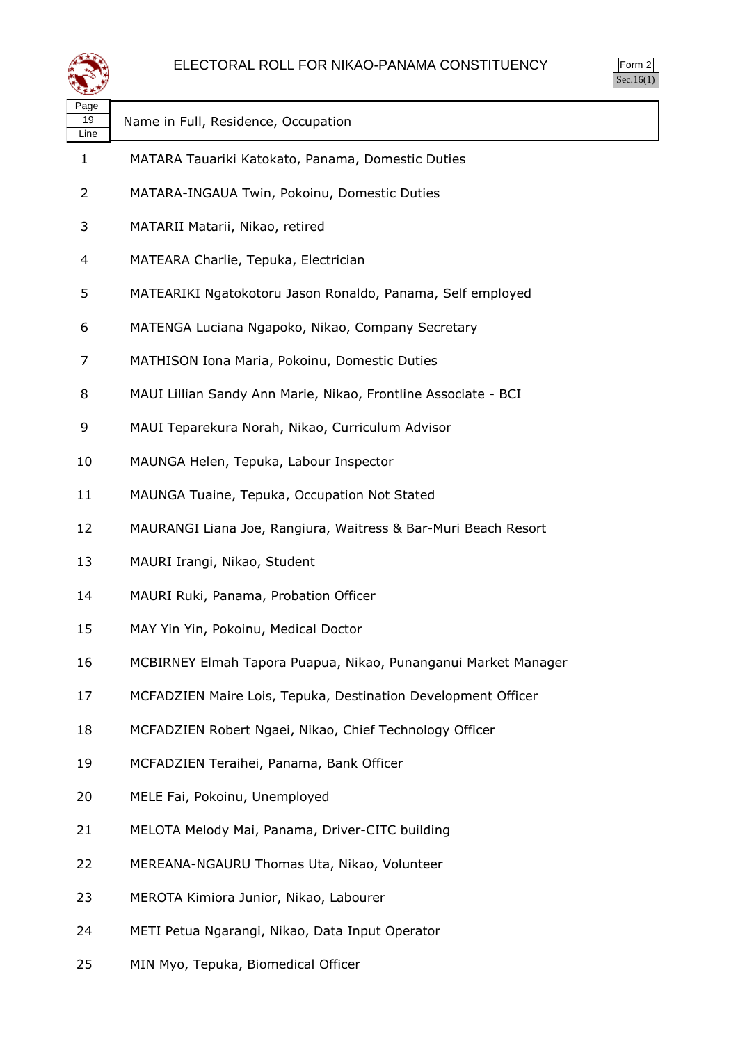# ELECTORAL ROLL FOR NIKAO-PANAMA CONSTITUENCY

Form 2
Sec.16(1)

| Page 19 Line | Name in Full, Residence, Occupation |
|---|---|
| 1 | MATARA Tauariki Katokato, Panama, Domestic Duties |
| 2 | MATARA-INGAUA Twin, Pokoinu, Domestic Duties |
| 3 | MATARII Matarii, Nikao, retired |
| 4 | MATEARA Charlie, Tepuka, Electrician |
| 5 | MATEARIKI Ngatokotoru Jason Ronaldo, Panama, Self employed |
| 6 | MATENGA Luciana Ngapoko, Nikao, Company Secretary |
| 7 | MATHISON Iona Maria, Pokoinu, Domestic Duties |
| 8 | MAUI Lillian Sandy Ann Marie, Nikao, Frontline Associate - BCI |
| 9 | MAUI Teparekura Norah, Nikao, Curriculum Advisor |
| 10 | MAUNGA Helen, Tepuka, Labour Inspector |
| 11 | MAUNGA Tuaine, Tepuka, Occupation Not Stated |
| 12 | MAURANGI Liana Joe, Rangiura, Waitress & Bar-Muri Beach Resort |
| 13 | MAURI Irangi, Nikao, Student |
| 14 | MAURI Ruki, Panama, Probation Officer |
| 15 | MAY Yin Yin, Pokoinu, Medical Doctor |
| 16 | MCBIRNEY Elmah Tapora Puapua, Nikao, Punanganui Market Manager |
| 17 | MCFADZIEN Maire Lois, Tepuka, Destination Development Officer |
| 18 | MCFADZIEN Robert Ngaei, Nikao, Chief Technology Officer |
| 19 | MCFADZIEN Teraihei, Panama, Bank Officer |
| 20 | MELE Fai, Pokoinu, Unemployed |
| 21 | MELOTA Melody Mai, Panama, Driver-CITC building |
| 22 | MEREANA-NGAURU Thomas Uta, Nikao, Volunteer |
| 23 | MEROTA Kimiora Junior, Nikao, Labourer |
| 24 | METI Petua Ngarangi, Nikao, Data Input Operator |
| 25 | MIN Myo, Tepuka, Biomedical Officer |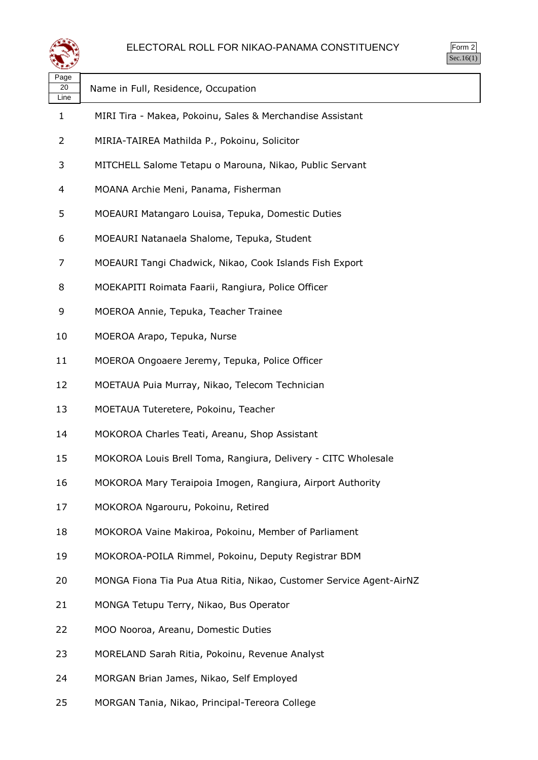# ELECTORAL ROLL FOR NIKAO-PANAMA CONSTITUENCY

Form 2
Sec.16(1)

| Page 20 Line | Name in Full, Residence, Occupation |
|---|---|
| 1 | MIRI Tira - Makea, Pokoinu, Sales & Merchandise Assistant |
| 2 | MIRIA-TAIREA Mathilda P., Pokoinu, Solicitor |
| 3 | MITCHELL Salome Tetapu o Marouna, Nikao, Public Servant |
| 4 | MOANA Archie Meni, Panama, Fisherman |
| 5 | MOEAURI Matangaro Louisa, Tepuka, Domestic Duties |
| 6 | MOEAURI Natanaela Shalome, Tepuka, Student |
| 7 | MOEAURI Tangi Chadwick, Nikao, Cook Islands Fish Export |
| 8 | MOEKAPITI Roimata Faarii, Rangiura, Police Officer |
| 9 | MOEROA Annie, Tepuka, Teacher Trainee |
| 10 | MOEROA Arapo, Tepuka, Nurse |
| 11 | MOEROA Ongoaere Jeremy, Tepuka, Police Officer |
| 12 | MOETAUA Puia Murray, Nikao, Telecom Technician |
| 13 | MOETAUA Tuteretere, Pokoinu, Teacher |
| 14 | MOKOROA Charles Teati, Areanu, Shop Assistant |
| 15 | MOKOROA Louis Brell Toma, Rangiura, Delivery - CITC Wholesale |
| 16 | MOKOROA Mary Teraipoia Imogen, Rangiura, Airport Authority |
| 17 | MOKOROA Ngarouru, Pokoinu, Retired |
| 18 | MOKOROA Vaine Makiroa, Pokoinu, Member of Parliament |
| 19 | MOKOROA-POILA Rimmel, Pokoinu, Deputy Registrar BDM |
| 20 | MONGA Fiona Tia Pua Atua Ritia, Nikao, Customer Service Agent-AirNZ |
| 21 | MONGA Tetupu Terry, Nikao, Bus Operator |
| 22 | MOO Nooroa, Areanu, Domestic Duties |
| 23 | MORELAND Sarah Ritia, Pokoinu, Revenue Analyst |
| 24 | MORGAN Brian James, Nikao, Self Employed |
| 25 | MORGAN Tania, Nikao, Principal-Tereora College |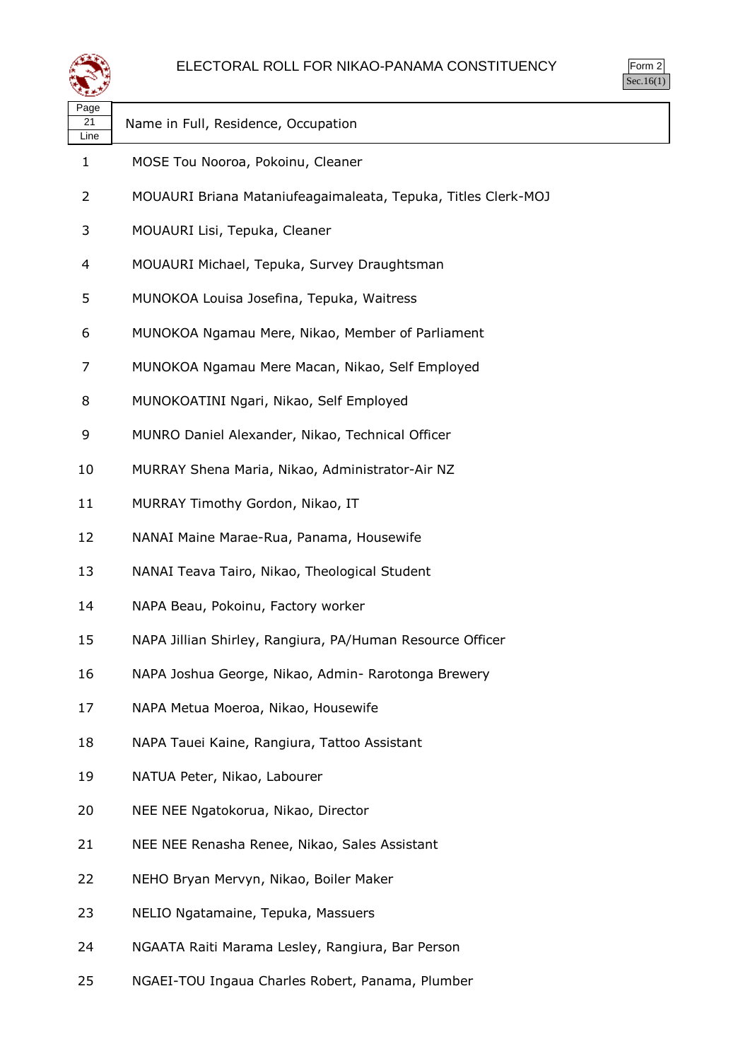# ELECTORAL ROLL FOR NIKAO-PANAMA CONSTITUENCY

Form 2
Sec.16(1)

| Page 21 Line | Name in Full, Residence, Occupation |
|---|---|
| 1 | MOSE Tou Nooroa, Pokoinu, Cleaner |
| 2 | MOUAURI Briana Mataniufeagaimaleata, Tepuka, Titles Clerk-MOJ |
| 3 | MOUAURI Lisi, Tepuka, Cleaner |
| 4 | MOUAURI Michael, Tepuka, Survey Draughtsman |
| 5 | MUNOKOA Louisa Josefina, Tepuka, Waitress |
| 6 | MUNOKOA Ngamau Mere, Nikao, Member of Parliament |
| 7 | MUNOKOA Ngamau Mere Macan, Nikao, Self Employed |
| 8 | MUNOKOATINI Ngari, Nikao, Self Employed |
| 9 | MUNRO Daniel Alexander, Nikao, Technical Officer |
| 10 | MURRAY Shena Maria, Nikao, Administrator-Air NZ |
| 11 | MURRAY Timothy Gordon, Nikao, IT |
| 12 | NANAI Maine Marae-Rua, Panama, Housewife |
| 13 | NANAI Teava Tairo, Nikao, Theological Student |
| 14 | NAPA Beau, Pokoinu, Factory worker |
| 15 | NAPA Jillian Shirley, Rangiura, PA/Human Resource Officer |
| 16 | NAPA Joshua George, Nikao, Admin- Rarotonga Brewery |
| 17 | NAPA Metua Moeroa, Nikao, Housewife |
| 18 | NAPA Tauei Kaine, Rangiura, Tattoo Assistant |
| 19 | NATUA Peter, Nikao, Labourer |
| 20 | NEE NEE Ngatokorua, Nikao, Director |
| 21 | NEE NEE Renasha Renee, Nikao, Sales Assistant |
| 22 | NEHO Bryan Mervyn, Nikao, Boiler Maker |
| 23 | NELIO Ngatamaine, Tepuka, Massuers |
| 24 | NGAATA Raiti Marama Lesley, Rangiura, Bar Person |
| 25 | NGAEI-TOU Ingaua Charles Robert, Panama, Plumber |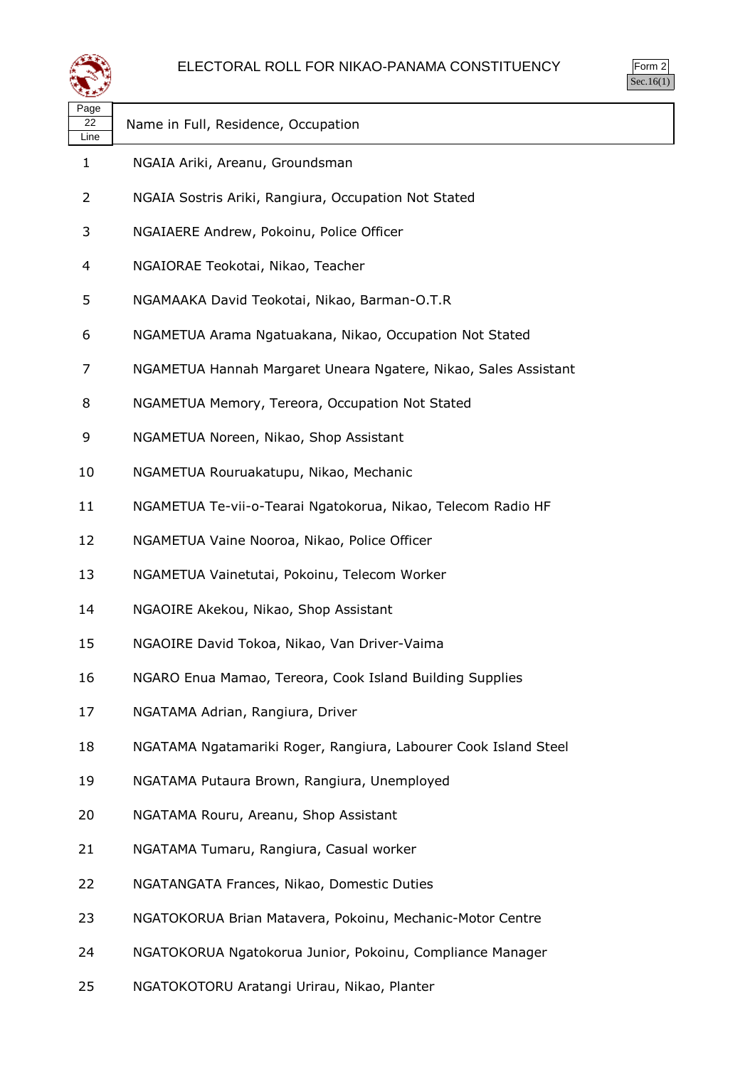# ELECTORAL ROLL FOR NIKAO-PANAMA CONSTITUENCY

Form 2
Sec.16(1)

| Page 22 Line | Name in Full, Residence, Occupation |
|---|---|
| 1 | NGAIA Ariki, Areanu, Groundsman |
| 2 | NGAIA Sostris Ariki, Rangiura, Occupation Not Stated |
| 3 | NGAIAERE Andrew, Pokoinu, Police Officer |
| 4 | NGAIORAE Teokotai, Nikao, Teacher |
| 5 | NGAMAAKA David Teokotai, Nikao, Barman-O.T.R |
| 6 | NGAMETUA Arama Ngatuakana, Nikao, Occupation Not Stated |
| 7 | NGAMETUA Hannah Margaret Uneara Ngatere, Nikao, Sales Assistant |
| 8 | NGAMETUA Memory, Tereora, Occupation Not Stated |
| 9 | NGAMETUA Noreen, Nikao, Shop Assistant |
| 10 | NGAMETUA Rouruakatupu, Nikao, Mechanic |
| 11 | NGAMETUA Te-vii-o-Tearai Ngatokorua, Nikao, Telecom Radio HF |
| 12 | NGAMETUA Vaine Nooroa, Nikao, Police Officer |
| 13 | NGAMETUA Vainetutai, Pokoinu, Telecom Worker |
| 14 | NGAOIRE Akekou, Nikao, Shop Assistant |
| 15 | NGAOIRE David Tokoa, Nikao, Van Driver-Vaima |
| 16 | NGARO Enua Mamao, Tereora, Cook Island Building Supplies |
| 17 | NGATAMA Adrian, Rangiura, Driver |
| 18 | NGATAMA Ngatamariki Roger, Rangiura, Labourer Cook Island Steel |
| 19 | NGATAMA Putaura Brown, Rangiura, Unemployed |
| 20 | NGATAMA Rouru, Areanu, Shop Assistant |
| 21 | NGATAMA Tumaru, Rangiura, Casual worker |
| 22 | NGATANGATA Frances, Nikao, Domestic Duties |
| 23 | NGATOKORUA Brian Matavera, Pokoinu, Mechanic-Motor Centre |
| 24 | NGATOKORUA Ngatokorua Junior, Pokoinu, Compliance Manager |
| 25 | NGATOKOTORU Aratangi Urirau, Nikao, Planter |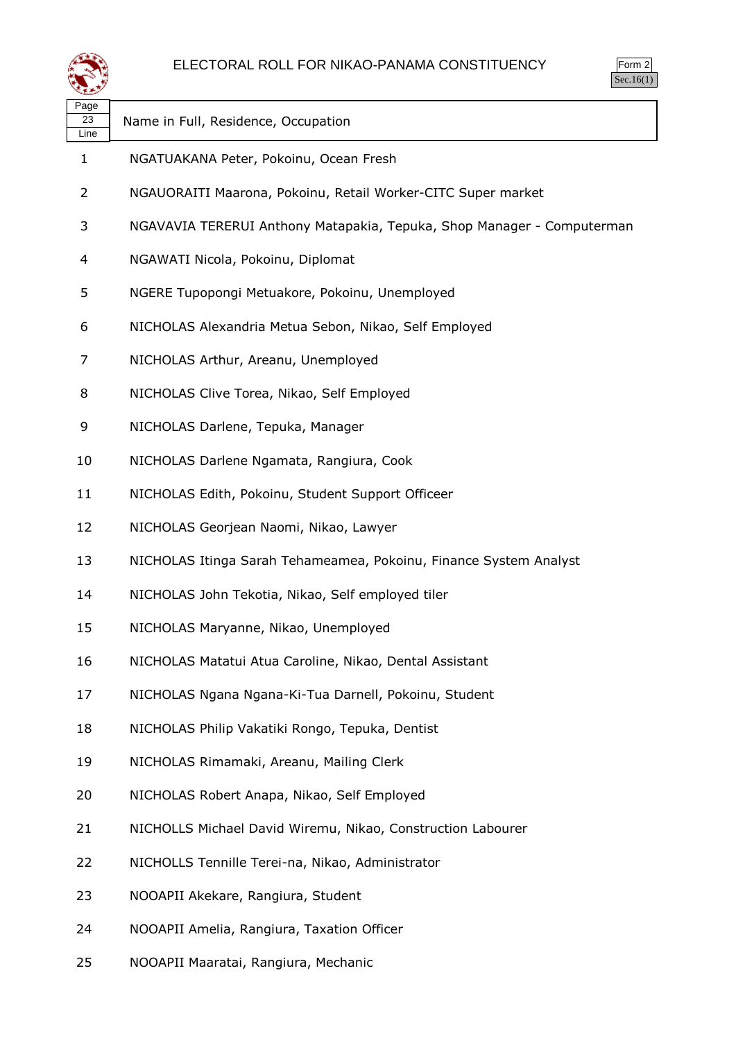# ELECTORAL ROLL FOR NIKAO-PANAMA CONSTITUENCY

Form 2
Sec.16(1)

| Page 23 Line | Name in Full, Residence, Occupation |
|---|---|
| 1 | NGATUAKANA Peter, Pokoinu, Ocean Fresh |
| 2 | NGAUORAITI Maarona, Pokoinu, Retail Worker-CITC Super market |
| 3 | NGAVAVIA TERERUI Anthony Matapakia, Tepuka, Shop Manager - Computerman |
| 4 | NGAWATI Nicola, Pokoinu, Diplomat |
| 5 | NGERE Tupopongi Metuakore, Pokoinu, Unemployed |
| 6 | NICHOLAS Alexandria Metua Sebon, Nikao, Self Employed |
| 7 | NICHOLAS Arthur, Areanu, Unemployed |
| 8 | NICHOLAS Clive Torea, Nikao, Self Employed |
| 9 | NICHOLAS Darlene, Tepuka, Manager |
| 10 | NICHOLAS Darlene Ngamata, Rangiura, Cook |
| 11 | NICHOLAS Edith, Pokoinu, Student Support Officeer |
| 12 | NICHOLAS Georjean Naomi, Nikao, Lawyer |
| 13 | NICHOLAS Itinga Sarah Tehameamea, Pokoinu, Finance System Analyst |
| 14 | NICHOLAS John Tekotia, Nikao, Self employed tiler |
| 15 | NICHOLAS Maryanne, Nikao, Unemployed |
| 16 | NICHOLAS Matatui Atua Caroline, Nikao, Dental Assistant |
| 17 | NICHOLAS Ngana Ngana-Ki-Tua Darnell, Pokoinu, Student |
| 18 | NICHOLAS Philip Vakatiki Rongo, Tepuka, Dentist |
| 19 | NICHOLAS Rimamaki, Areanu, Mailing Clerk |
| 20 | NICHOLAS Robert Anapa, Nikao, Self Employed |
| 21 | NICHOLLS Michael David Wiremu, Nikao, Construction Labourer |
| 22 | NICHOLLS Tennille Terei-na, Nikao, Administrator |
| 23 | NOOAPII Akekare, Rangiura, Student |
| 24 | NOOAPII Amelia, Rangiura, Taxation Officer |
| 25 | NOOAPII Maaratai, Rangiura, Mechanic |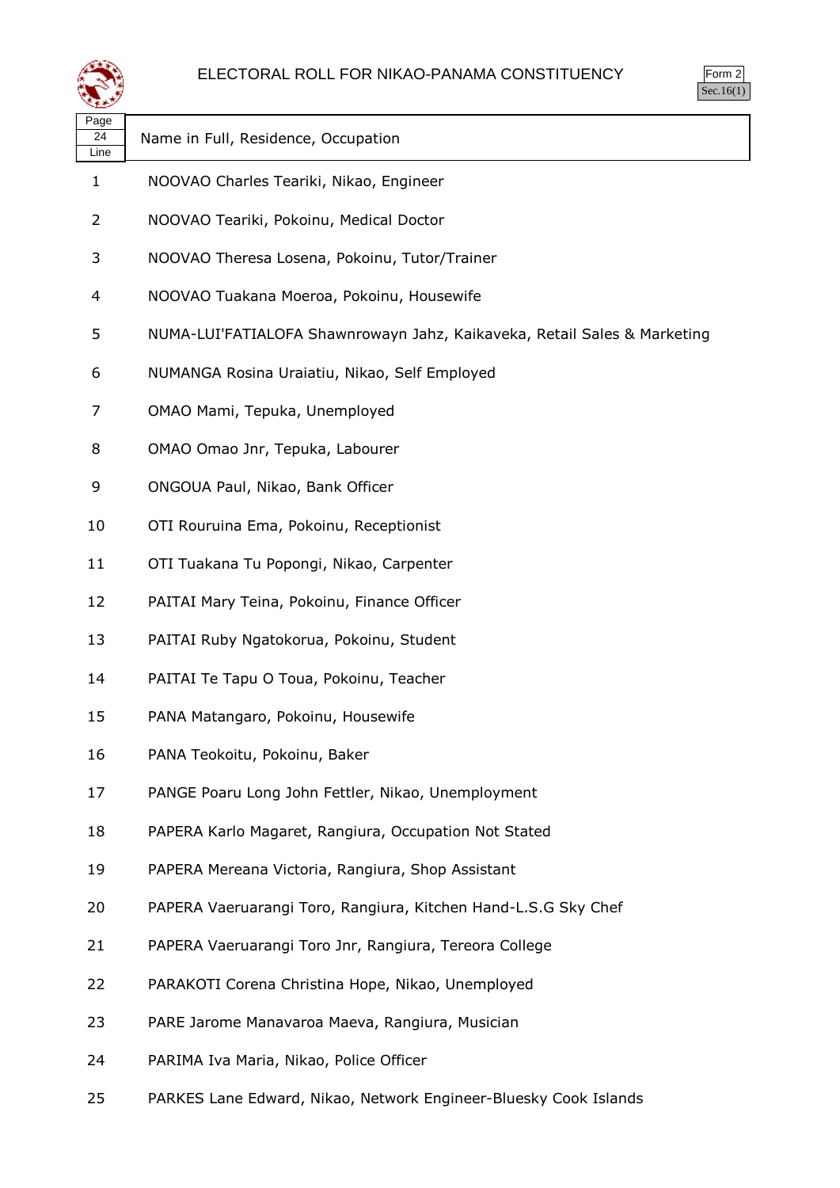# ELECTORAL ROLL FOR NIKAO-PANAMA CONSTITUENCY

Form 2
Sec.16(1)

| Page 24 Line | Name in Full, Residence, Occupation |
|---|---|
| 1 | NOOVAO Charles Teariki, Nikao, Engineer |
| 2 | NOOVAO Teariki, Pokoinu, Medical Doctor |
| 3 | NOOVAO Theresa Losena, Pokoinu, Tutor/Trainer |
| 4 | NOOVAO Tuakana Moeroa, Pokoinu, Housewife |
| 5 | NUMA-LUI'FATIALOFA Shawnrowayn Jahz, Kaikaveka, Retail Sales & Marketing |
| 6 | NUMANGA Rosina Uraiatiu, Nikao, Self Employed |
| 7 | OMAO Mami, Tepuka, Unemployed |
| 8 | OMAO Omao Jnr, Tepuka, Labourer |
| 9 | ONGOUA Paul, Nikao, Bank Officer |
| 10 | OTI Rouruina Ema, Pokoinu, Receptionist |
| 11 | OTI Tuakana Tu Popongi, Nikao, Carpenter |
| 12 | PAITAI Mary Teina, Pokoinu, Finance Officer |
| 13 | PAITAI Ruby Ngatokorua, Pokoinu, Student |
| 14 | PAITAI Te Tapu O Toua, Pokoinu, Teacher |
| 15 | PANA Matangaro, Pokoinu, Housewife |
| 16 | PANA Teokoitu, Pokoinu, Baker |
| 17 | PANGE Poaru Long John Fettler, Nikao, Unemployment |
| 18 | PAPERA Karlo Magaret, Rangiura, Occupation Not Stated |
| 19 | PAPERA Mereana Victoria, Rangiura, Shop Assistant |
| 20 | PAPERA Vaeruarangi Toro, Rangiura, Kitchen Hand-L.S.G Sky Chef |
| 21 | PAPERA Vaeruarangi Toro Jnr, Rangiura, Tereora College |
| 22 | PARAKOTI Corena Christina Hope, Nikao, Unemployed |
| 23 | PARE Jarome Manavaroa, Rangiura, Musician |
| 24 | PARIMA Iva Maria, Nikao, Police Officer |
| 25 | PARKES Lane Edward, Nikao, Network Engineer-Bluesky Cook Islands |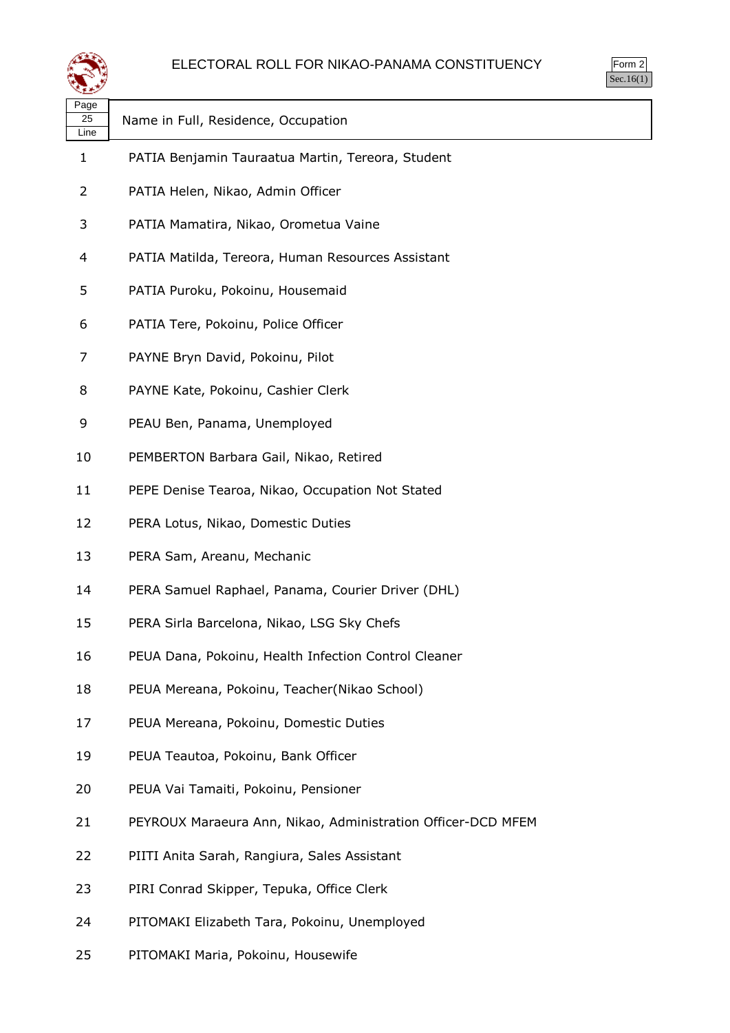# ELECTORAL ROLL FOR NIKAO-PANAMA CONSTITUENCY

Form 2
Sec.16(1)

| Page 25 Line | Name in Full, Residence, Occupation |
|---|---|
| 1 | PATIA Benjamin Tauraatua Martin, Tereora, Student |
| 2 | PATIA Helen, Nikao, Admin Officer |
| 3 | PATIA Mamatira, Nikao, Orometua Vaine |
| 4 | PATIA Matilda, Tereora, Human Resources Assistant |
| 5 | PATIA Puroku, Pokoinu, Housemaid |
| 6 | PATIA Tere, Pokoinu, Police Officer |
| 7 | PAYNE Bryn David, Pokoinu, Pilot |
| 8 | PAYNE Kate, Pokoinu, Cashier Clerk |
| 9 | PEAU Ben, Panama, Unemployed |
| 10 | PEMBERTON Barbara Gail, Nikao, Retired |
| 11 | PEPE Denise Tearoa, Nikao, Occupation Not Stated |
| 12 | PERA Lotus, Nikao, Domestic Duties |
| 13 | PERA Sam, Areanu, Mechanic |
| 14 | PERA Samuel Raphael, Panama, Courier Driver (DHL) |
| 15 | PERA Sirla Barcelona, Nikao, LSG Sky Chefs |
| 16 | PEUA Dana, Pokoinu, Health Infection Control Cleaner |
| 18 | PEUA Mereana, Pokoinu, Teacher(Nikao School) |
| 17 | PEUA Mereana, Pokoinu, Domestic Duties |
| 19 | PEUA Teautoa, Pokoinu, Bank Officer |
| 20 | PEUA Vai Tamaiti, Pokoinu, Pensioner |
| 21 | PEYROUX Maraeura Ann, Nikao, Administration Officer-DCD MFEM |
| 22 | PIITI Anita Sarah, Rangiura, Sales Assistant |
| 23 | PIRI Conrad Skipper, Tepuka, Office Clerk |
| 24 | PITOMAKI Elizabeth Tara, Pokoinu, Unemployed |
| 25 | PITOMAKI Maria, Pokoinu, Housewife |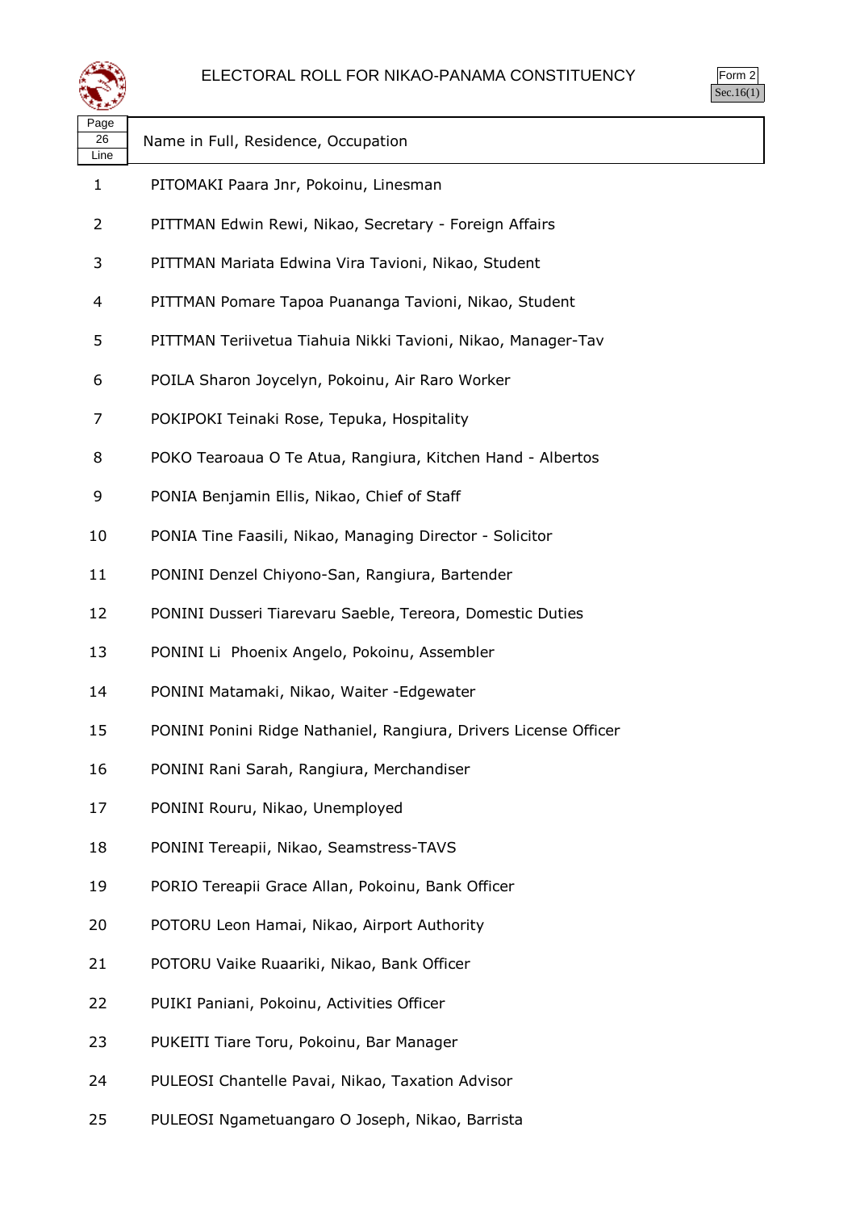# ELECTORAL ROLL FOR NIKAO-PANAMA CONSTITUENCY

Form 2
Sec.16(1)

| Page 26 Line | Name in Full, Residence, Occupation |
|---|---|
| 1 | PITOMAKI Paara Jnr, Pokoinu, Linesman |
| 2 | PITTMAN Edwin Rewi, Nikao, Secretary - Foreign Affairs |
| 3 | PITTMAN Mariata Edwina Vira Tavioni, Nikao, Student |
| 4 | PITTMAN Pomare Tapoa Puananga Tavioni, Nikao, Student |
| 5 | PITTMAN Teriivetua Tiahuia Nikki Tavioni, Nikao, Manager-Tav |
| 6 | POILA Sharon Joycelyn, Pokoinu, Air Raro Worker |
| 7 | POKIPOKI Teinaki Rose, Tepuka, Hospitality |
| 8 | POKO Tearoaua O Te Atua, Rangiura, Kitchen Hand - Albertos |
| 9 | PONIA Benjamin Ellis, Nikao, Chief of Staff |
| 10 | PONIA Tine Faasili, Nikao, Managing Director - Solicitor |
| 11 | PONINI Denzel Chiyono-San, Rangiura, Bartender |
| 12 | PONINI Dusseri Tiarevaru Saeble, Tereora, Domestic Duties |
| 13 | PONINI Li  Phoenix Angelo, Pokoinu, Assembler |
| 14 | PONINI Matamaki, Nikao, Waiter -Edgewater |
| 15 | PONINI Ponini Ridge Nathaniel, Rangiura, Drivers License Officer |
| 16 | PONINI Rani Sarah, Rangiura, Merchandiser |
| 17 | PONINI Rouru, Nikao, Unemployed |
| 18 | PONINI Tereapii, Nikao, Seamstress-TAVS |
| 19 | PORIO Tereapii Grace Allan, Pokoinu, Bank Officer |
| 20 | POTORU Leon Hamai, Nikao, Airport Authority |
| 21 | POTORU Vaike Ruaariki, Nikao, Bank Officer |
| 22 | PUIKI Paniani, Pokoinu, Activities Officer |
| 23 | PUKEITI Tiare Toru, Pokoinu, Bar Manager |
| 24 | PULEOSI Chantelle Pavai, Nikao, Taxation Advisor |
| 25 | PULEOSI Ngametuangaro O Joseph, Nikao, Barrista |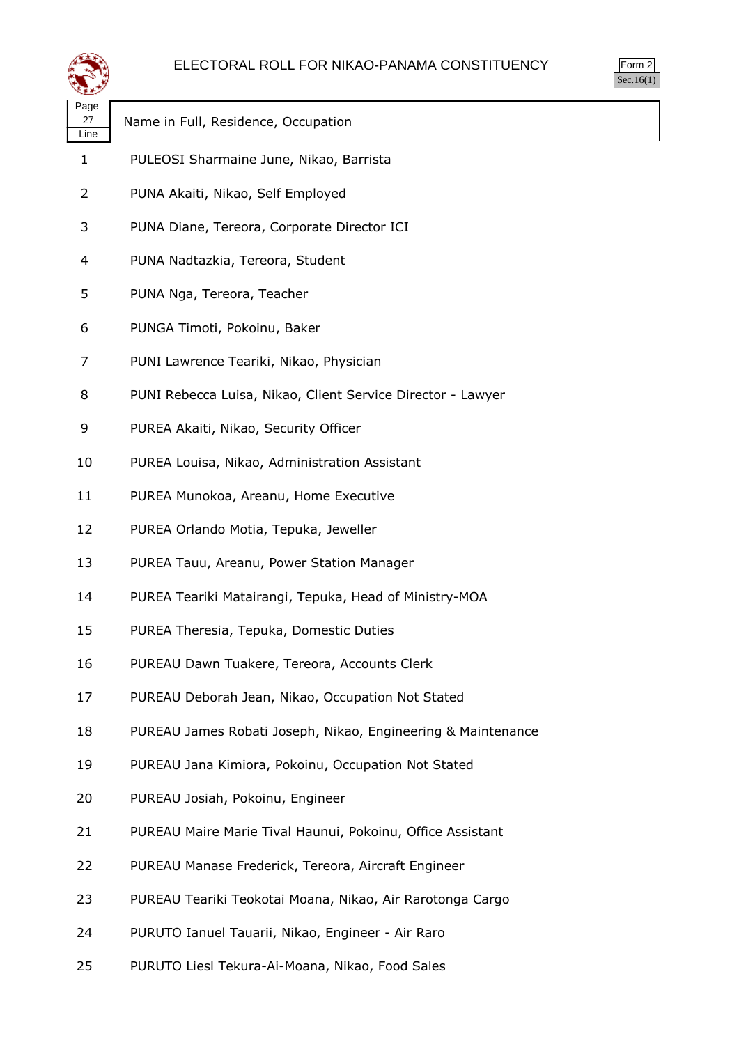# ELECTORAL ROLL FOR NIKAO-PANAMA CONSTITUENCY

Form 2
Sec.16(1)

| Page 27 Line | Name in Full, Residence, Occupation |
|---|---|
| 1 | PULEOSI Sharmaine June, Nikao, Barrista |
| 2 | PUNA Akaiti, Nikao, Self Employed |
| 3 | PUNA Diane, Tereora, Corporate Director ICI |
| 4 | PUNA Nadtazkia, Tereora, Student |
| 5 | PUNA Nga, Tereora, Teacher |
| 6 | PUNGA Timoti, Pokoinu, Baker |
| 7 | PUNI Lawrence Teariki, Nikao, Physician |
| 8 | PUNI Rebecca Luisa, Nikao, Client Service Director - Lawyer |
| 9 | PUREA Akaiti, Nikao, Security Officer |
| 10 | PUREA Louisa, Nikao, Administration Assistant |
| 11 | PUREA Munokoa, Areanu, Home Executive |
| 12 | PUREA Orlando Motia, Tepuka, Jeweller |
| 13 | PUREA Tauu, Areanu, Power Station Manager |
| 14 | PUREA Teariki Matairangi, Tepuka, Head of Ministry-MOA |
| 15 | PUREA Theresia, Tepuka, Domestic Duties |
| 16 | PUREAU Dawn Tuakere, Tereora, Accounts Clerk |
| 17 | PUREAU Deborah Jean, Nikao, Occupation Not Stated |
| 18 | PUREAU James Robati Joseph, Nikao, Engineering & Maintenance |
| 19 | PUREAU Jana Kimiora, Pokoinu, Occupation Not Stated |
| 20 | PUREAU Josiah, Pokoinu, Engineer |
| 21 | PUREAU Maire Marie Tival Haunui, Pokoinu, Office Assistant |
| 22 | PUREAU Manase Frederick, Tereora, Aircraft Engineer |
| 23 | PUREAU Teariki Teokotai Moana, Nikao, Air Rarotonga Cargo |
| 24 | PURUTO Ianuel Tauarii, Nikao, Engineer - Air Raro |
| 25 | PURUTO Liesl Tekura-Ai-Moana, Nikao, Food Sales |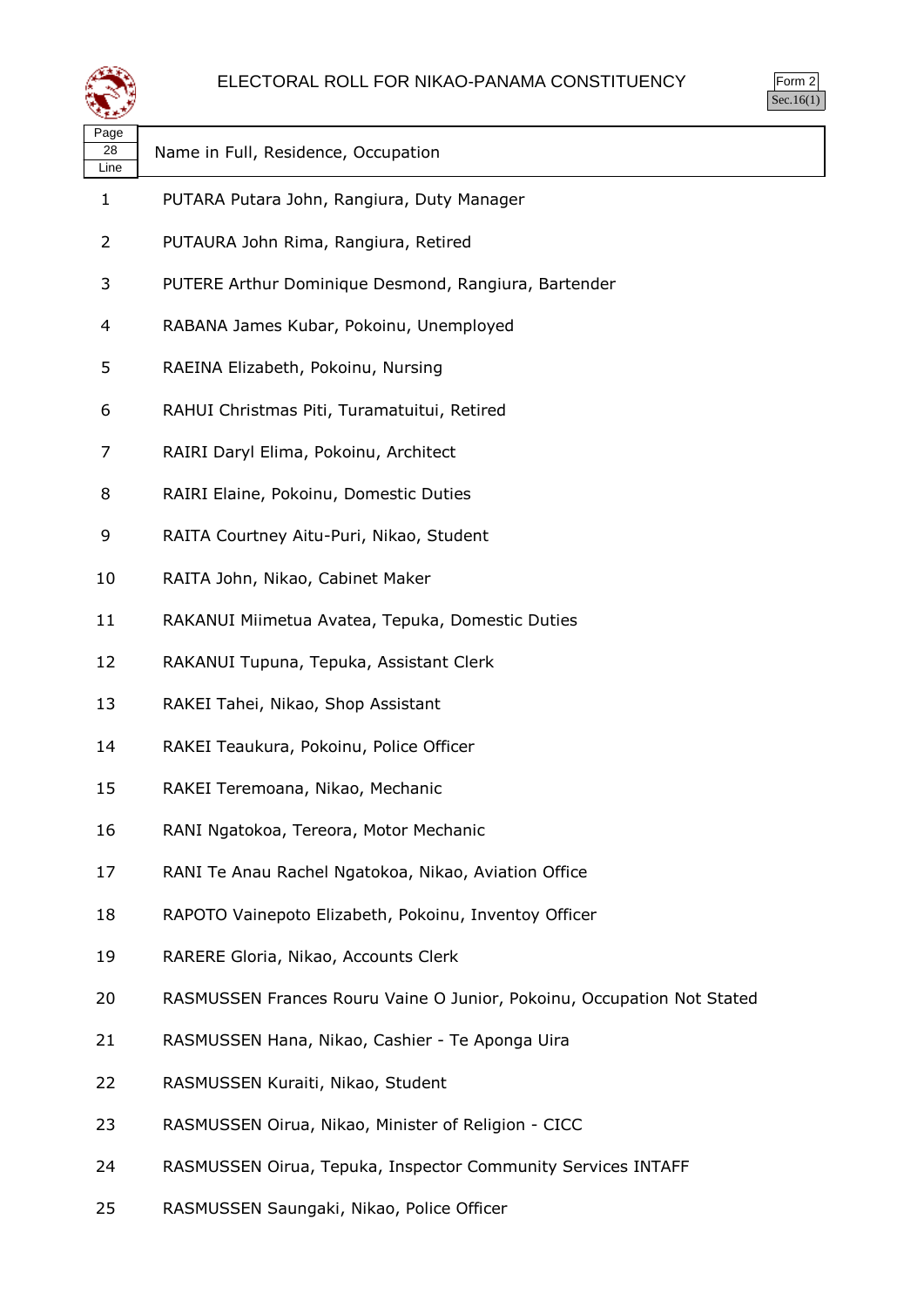# ELECTORAL ROLL FOR NIKAO-PANAMA CONSTITUENCY

Form 2
Sec.16(1)

| Page 28 Line | Name in Full, Residence, Occupation |
|---|---|
| 1 | PUTARA Putara John, Rangiura, Duty Manager |
| 2 | PUTAURA John Rima, Rangiura, Retired |
| 3 | PUTERE Arthur Dominique Desmond, Rangiura, Bartender |
| 4 | RABANA James Kubar, Pokoinu, Unemployed |
| 5 | RAEINA Elizabeth, Pokoinu, Nursing |
| 6 | RAHUI Christmas Piti, Turamatuitui, Retired |
| 7 | RAIRI Daryl Elima, Pokoinu, Architect |
| 8 | RAIRI Elaine, Pokoinu, Domestic Duties |
| 9 | RAITA Courtney Aitu-Puri, Nikao, Student |
| 10 | RAITA John, Nikao, Cabinet Maker |
| 11 | RAKANUI Miimetua Avatea, Tepuka, Domestic Duties |
| 12 | RAKANUI Tupuna, Tepuka, Assistant Clerk |
| 13 | RAKEI Tahei, Nikao, Shop Assistant |
| 14 | RAKEI Teaukura, Pokoinu, Police Officer |
| 15 | RAKEI Teremoana, Nikao, Mechanic |
| 16 | RANI Ngatokoa, Tereora, Motor Mechanic |
| 17 | RANI Te Anau Rachel Ngatokoa, Nikao, Aviation Office |
| 18 | RAPOTO Vainepoto Elizabeth, Pokoinu, Inventoy Officer |
| 19 | RARERE Gloria, Nikao, Accounts Clerk |
| 20 | RASMUSSEN Frances Rouru Vaine O Junior, Pokoinu, Occupation Not Stated |
| 21 | RASMUSSEN Hana, Nikao, Cashier - Te Aponga Uira |
| 22 | RASMUSSEN Kuraiti, Nikao, Student |
| 23 | RASMUSSEN Oirua, Nikao, Minister of Religion - CICC |
| 24 | RASMUSSEN Oirua, Tepuka, Inspector Community Services INTAFF |
| 25 | RASMUSSEN Saungaki, Nikao, Police Officer |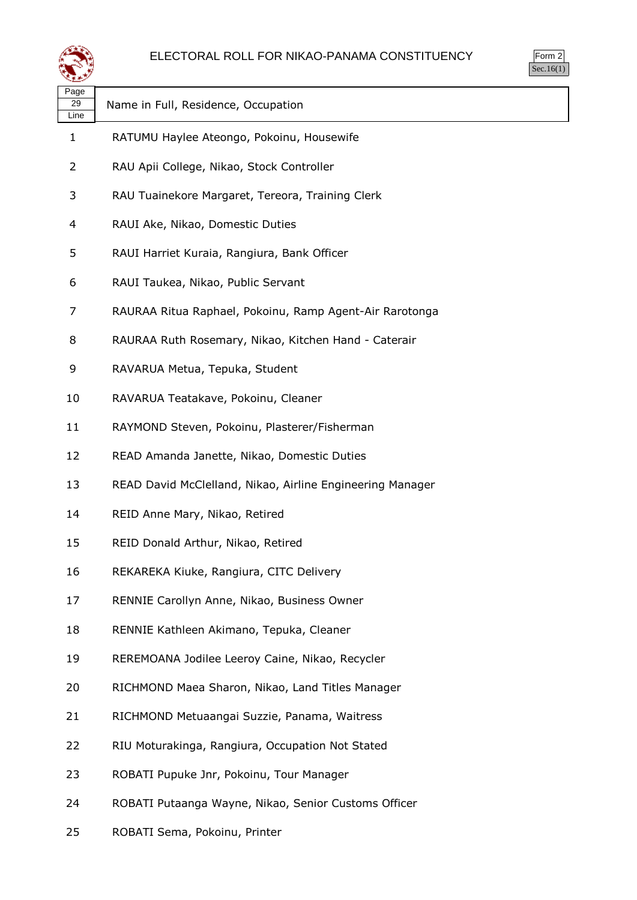# ELECTORAL ROLL FOR NIKAO-PANAMA CONSTITUENCY

Form 2
Sec.16(1)

| Page 29 Line | Name in Full, Residence, Occupation |
|---|---|
| 1 | RATUMU Haylee Ateongo, Pokoinu, Housewife |
| 2 | RAU Apii College, Nikao, Stock Controller |
| 3 | RAU Tuainekore Margaret, Tereora, Training Clerk |
| 4 | RAUI Ake, Nikao, Domestic Duties |
| 5 | RAUI Harriet Kuraia, Rangiura, Bank Officer |
| 6 | RAUI Taukea, Nikao, Public Servant |
| 7 | RAURAA Ritua Raphael, Pokoinu, Ramp Agent-Air Rarotonga |
| 8 | RAURAA Ruth Rosemary, Nikao, Kitchen Hand - Caterair |
| 9 | RAVARUA Metua, Tepuka, Student |
| 10 | RAVARUA Teatakave, Pokoinu, Cleaner |
| 11 | RAYMOND Steven, Pokoinu, Plasterer/Fisherman |
| 12 | READ Amanda Janette, Nikao, Domestic Duties |
| 13 | READ David McClelland, Nikao, Airline Engineering Manager |
| 14 | REID Anne Mary, Nikao, Retired |
| 15 | REID Donald Arthur, Nikao, Retired |
| 16 | REKAREKA Kiuke, Rangiura, CITC Delivery |
| 17 | RENNIE Carollyn Anne, Nikao, Business Owner |
| 18 | RENNIE Kathleen Akimano, Tepuka, Cleaner |
| 19 | REREMOANA Jodilee Leeroy Caine, Nikao, Recycler |
| 20 | RICHMOND Maea Sharon, Nikao, Land Titles Manager |
| 21 | RICHMOND Metuaangai Suzzie, Panama, Waitress |
| 22 | RIU Moturakinga, Rangiura, Occupation Not Stated |
| 23 | ROBATI Pupuke Jnr, Pokoinu, Tour Manager |
| 24 | ROBATI Putaanga Wayne, Nikao, Senior Customs Officer |
| 25 | ROBATI Sema, Pokoinu, Printer |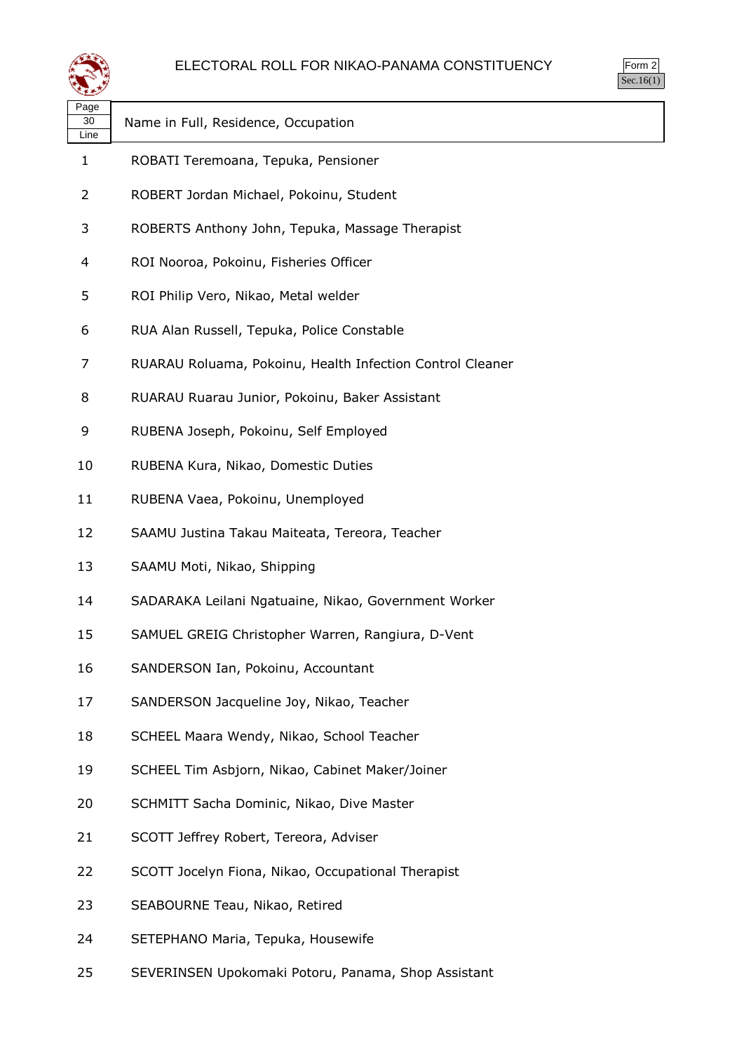# ELECTORAL ROLL FOR NIKAO-PANAMA CONSTITUENCY

Form 2
Sec.16(1)

Page 30

| Line | Name in Full, Residence, Occupation |
|---|---|
| 1 | ROBATI Teremoana, Tepuka, Pensioner |
| 2 | ROBERT Jordan Michael, Pokoinu, Student |
| 3 | ROBERTS Anthony John, Tepuka, Massage Therapist |
| 4 | ROI Nooroa, Pokoinu, Fisheries Officer |
| 5 | ROI Philip Vero, Nikao, Metal welder |
| 6 | RUA Alan Russell, Tepuka, Police Constable |
| 7 | RUARAU Roluama, Pokoinu, Health Infection Control Cleaner |
| 8 | RUARAU Ruarau Junior, Pokoinu, Baker Assistant |
| 9 | RUBENA Joseph, Pokoinu, Self Employed |
| 10 | RUBENA Kura, Nikao, Domestic Duties |
| 11 | RUBENA Vaea, Pokoinu, Unemployed |
| 12 | SAAMU Justina Takau Maiteata, Tereora, Teacher |
| 13 | SAAMU Moti, Nikao, Shipping |
| 14 | SADARAKA Leilani Ngatuaine, Nikao, Government Worker |
| 15 | SAMUEL GREIG Christopher Warren, Rangiura, D-Vent |
| 16 | SANDERSON Ian, Pokoinu, Accountant |
| 17 | SANDERSON Jacqueline Joy, Nikao, Teacher |
| 18 | SCHEEL Maara Wendy, Nikao, School Teacher |
| 19 | SCHEEL Tim Asbjorn, Nikao, Cabinet Maker/Joiner |
| 20 | SCHMITT Sacha Dominic, Nikao, Dive Master |
| 21 | SCOTT Jeffrey Robert, Tereora, Adviser |
| 22 | SCOTT Jocelyn Fiona, Nikao, Occupational Therapist |
| 23 | SEABOURNE Teau, Nikao, Retired |
| 24 | SETEPHANO Maria, Tepuka, Housewife |
| 25 | SEVERINSEN Upokomaki Potoru, Panama, Shop Assistant |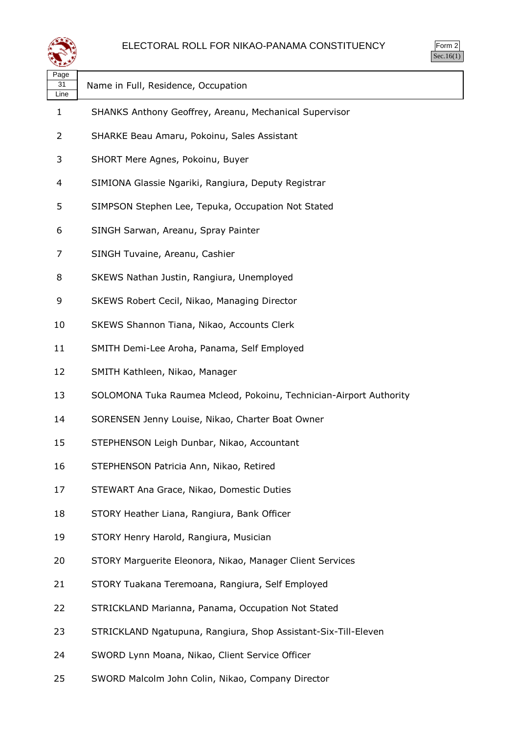# ELECTORAL ROLL FOR NIKAO-PANAMA CONSTITUENCY

Form 2
Sec.16(1)

| Page 31 Line | Name in Full, Residence, Occupation |
| --- | --- |
| 1 | SHANKS Anthony Geoffrey, Areanu, Mechanical Supervisor |
| 2 | SHARKE Beau Amaru, Pokoinu, Sales Assistant |
| 3 | SHORT Mere Agnes, Pokoinu, Buyer |
| 4 | SIMIONA Glassie Ngariki, Rangiura, Deputy Registrar |
| 5 | SIMPSON Stephen Lee, Tepuka, Occupation Not Stated |
| 6 | SINGH Sarwan, Areanu, Spray Painter |
| 7 | SINGH Tuvaine, Areanu, Cashier |
| 8 | SKEWS Nathan Justin, Rangiura, Unemployed |
| 9 | SKEWS Robert Cecil, Nikao, Managing Director |
| 10 | SKEWS Shannon Tiana, Nikao, Accounts Clerk |
| 11 | SMITH Demi-Lee Aroha, Panama, Self Employed |
| 12 | SMITH Kathleen, Nikao, Manager |
| 13 | SOLOMONA Tuka Raumea Mcleod, Pokoinu, Technician-Airport Authority |
| 14 | SORENSEN Jenny Louise, Nikao, Charter Boat Owner |
| 15 | STEPHENSON Leigh Dunbar, Nikao, Accountant |
| 16 | STEPHENSON Patricia Ann, Nikao, Retired |
| 17 | STEWART Ana Grace, Nikao, Domestic Duties |
| 18 | STORY Heather Liana, Rangiura, Bank Officer |
| 19 | STORY Henry Harold, Rangiura, Musician |
| 20 | STORY Marguerite Eleonora, Nikao, Manager Client Services |
| 21 | STORY Tuakana Teremoana, Rangiura, Self Employed |
| 22 | STRICKLAND Marianna, Panama, Occupation Not Stated |
| 23 | STRICKLAND Ngatupuna, Rangiura, Shop Assistant-Six-Till-Eleven |
| 24 | SWORD Lynn Moana, Nikao, Client Service Officer |
| 25 | SWORD Malcolm John Colin, Nikao, Company Director |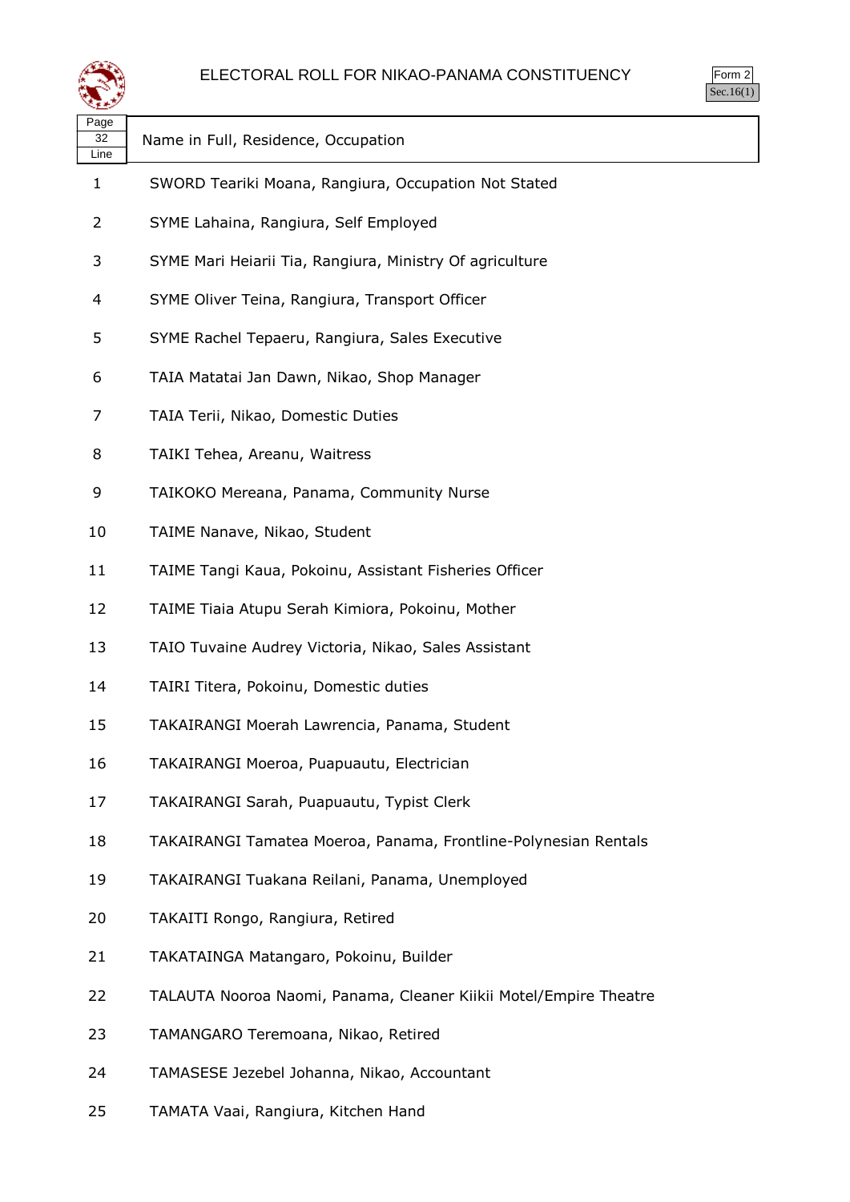# ELECTORAL ROLL FOR NIKAO-PANAMA CONSTITUENCY

Form 2
Sec.16(1)

| Page 32 Line | Name in Full, Residence, Occupation |
|---|---|
| 1 | SWORD Teariki Moana, Rangiura, Occupation Not Stated |
| 2 | SYME Lahaina, Rangiura, Self Employed |
| 3 | SYME Mari Heiarii Tia, Rangiura, Ministry Of agriculture |
| 4 | SYME Oliver Teina, Rangiura, Transport Officer |
| 5 | SYME Rachel Tepaeru, Rangiura, Sales Executive |
| 6 | TAIA Matatai Jan Dawn, Nikao, Shop Manager |
| 7 | TAIA Terii, Nikao, Domestic Duties |
| 8 | TAIKI Tehea, Areanu, Waitress |
| 9 | TAIKOKO Mereana, Panama, Community Nurse |
| 10 | TAIME Nanave, Nikao, Student |
| 11 | TAIME Tangi Kaua, Pokoinu, Assistant Fisheries Officer |
| 12 | TAIME Tiaia Atupu Serah Kimiora, Pokoinu, Mother |
| 13 | TAIO Tuvaine Audrey Victoria, Nikao, Sales Assistant |
| 14 | TAIRI Titera, Pokoinu, Domestic duties |
| 15 | TAKAIRANGI Moerah Lawrencia, Panama, Student |
| 16 | TAKAIRANGI Moeroa, Puapuautu, Electrician |
| 17 | TAKAIRANGI Sarah, Puapuautu, Typist Clerk |
| 18 | TAKAIRANGI Tamatea Moeroa, Panama, Frontline-Polynesian Rentals |
| 19 | TAKAIRANGI Tuakana Reilani, Panama, Unemployed |
| 20 | TAKAITI Rongo, Rangiura, Retired |
| 21 | TAKATAINGA Matangaro, Pokoinu, Builder |
| 22 | TALAUTA Nooroa Naomi, Panama, Cleaner Kiikii Motel/Empire Theatre |
| 23 | TAMANGARO Teremoana, Nikao, Retired |
| 24 | TAMASESE Jezebel Johanna, Nikao, Accountant |
| 25 | TAMATA Vaai, Rangiura, Kitchen Hand |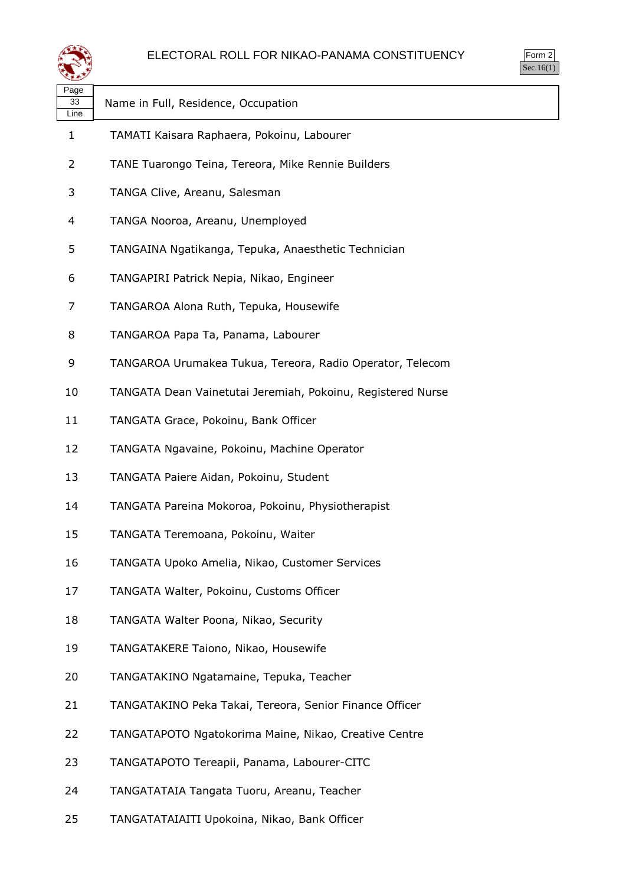# ELECTORAL ROLL FOR NIKAO-PANAMA CONSTITUENCY

Form 2
Sec.16(1)

| Page 33 Line | Name in Full, Residence, Occupation |
|---|---|
| 1 | TAMATI Kaisara Raphaera, Pokoinu, Labourer |
| 2 | TANE Tuarongo Teina, Tereora, Mike Rennie Builders |
| 3 | TANGA Clive, Areanu, Salesman |
| 4 | TANGA Nooroa, Areanu, Unemployed |
| 5 | TANGAINA Ngatikanga, Tepuka, Anaesthetic Technician |
| 6 | TANGAPIRI Patrick Nepia, Nikao, Engineer |
| 7 | TANGAROA Alona Ruth, Tepuka, Housewife |
| 8 | TANGAROA Papa Ta, Panama, Labourer |
| 9 | TANGAROA Urumakea Tukua, Tereora, Radio Operator, Telecom |
| 10 | TANGATA Dean Vainetutai Jeremiah, Pokoinu, Registered Nurse |
| 11 | TANGATA Grace, Pokoinu, Bank Officer |
| 12 | TANGATA Ngavaine, Pokoinu, Machine Operator |
| 13 | TANGATA Paiere Aidan, Pokoinu, Student |
| 14 | TANGATA Pareina Mokoroa, Pokoinu, Physiotherapist |
| 15 | TANGATA Teremoana, Pokoinu, Waiter |
| 16 | TANGATA Upoko Amelia, Nikao, Customer Services |
| 17 | TANGATA Walter, Pokoinu, Customs Officer |
| 18 | TANGATA Walter Poona, Nikao, Security |
| 19 | TANGATAKERE Taiono, Nikao, Housewife |
| 20 | TANGATAKINO Ngatamaine, Tepuka, Teacher |
| 21 | TANGATAKINO Peka Takai, Tereora, Senior Finance Officer |
| 22 | TANGATAPOTO Ngatokorima Maine, Nikao, Creative Centre |
| 23 | TANGATAPOTO Tereapii, Panama, Labourer-CITC |
| 24 | TANGATATAIA Tangata Tuoru, Areanu, Teacher |
| 25 | TANGATATAIAITI Upokoina, Nikao, Bank Officer |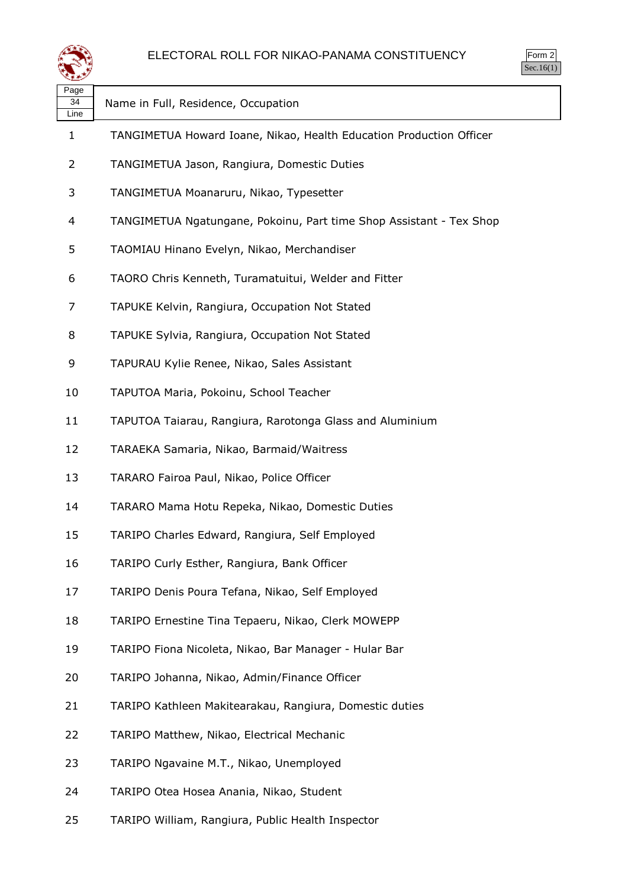# ELECTORAL ROLL FOR NIKAO-PANAMA CONSTITUENCY

Form 2
Sec.16(1)

| Page 34 Line | Name in Full, Residence, Occupation |
|---|---|
| 1 | TANGIMETUA Howard Ioane, Nikao, Health Education Production Officer |
| 2 | TANGIMETUA Jason, Rangiura, Domestic Duties |
| 3 | TANGIMETUA Moanaruru, Nikao, Typesetter |
| 4 | TANGIMETUA Ngatungane, Pokoinu, Part time Shop Assistant - Tex Shop |
| 5 | TAOMIAU Hinano Evelyn, Nikao, Merchandiser |
| 6 | TAORO Chris Kenneth, Turamatuitui, Welder and Fitter |
| 7 | TAPUKE Kelvin, Rangiura, Occupation Not Stated |
| 8 | TAPUKE Sylvia, Rangiura, Occupation Not Stated |
| 9 | TAPURAU Kylie Renee, Nikao, Sales Assistant |
| 10 | TAPUTOA Maria, Pokoinu, School Teacher |
| 11 | TAPUTOA Taiarau, Rangiura, Rarotonga Glass and Aluminium |
| 12 | TARAEKA Samaria, Nikao, Barmaid/Waitress |
| 13 | TARARO Fairoa Paul, Nikao, Police Officer |
| 14 | TARARO Mama Hotu Repeka, Nikao, Domestic Duties |
| 15 | TARIPO Charles Edward, Rangiura, Self Employed |
| 16 | TARIPO Curly Esther, Rangiura, Bank Officer |
| 17 | TARIPO Denis Poura Tefana, Nikao, Self Employed |
| 18 | TARIPO Ernestine Tina Tepaeru, Nikao, Clerk MOWEPP |
| 19 | TARIPO Fiona Nicoleta, Nikao, Bar Manager - Hular Bar |
| 20 | TARIPO Johanna, Nikao, Admin/Finance Officer |
| 21 | TARIPO Kathleen Makitearakau, Rangiura, Domestic duties |
| 22 | TARIPO Matthew, Nikao, Electrical Mechanic |
| 23 | TARIPO Ngavaine M.T., Nikao, Unemployed |
| 24 | TARIPO Otea Hosea Anania, Nikao, Student |
| 25 | TARIPO William, Rangiura, Public Health Inspector |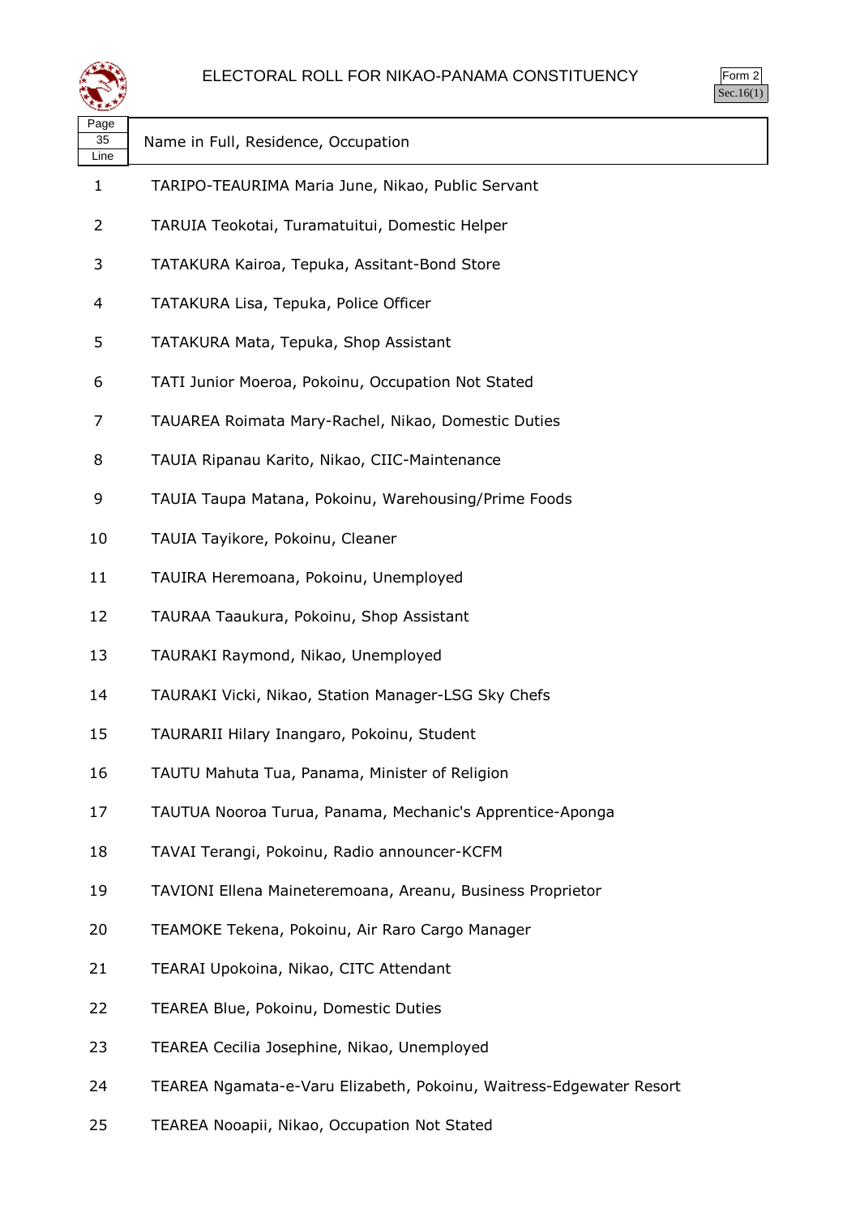# ELECTORAL ROLL FOR NIKAO-PANAMA CONSTITUENCY

Form 2
Sec.16(1)

| Page 35 Line | Name in Full, Residence, Occupation |
|---|---|
| 1 | TARIPO-TEAURIMA Maria June, Nikao, Public Servant |
| 2 | TARUIA Teokotai, Turamatuitui, Domestic Helper |
| 3 | TATAKURA Kairoa, Tepuka, Assitant-Bond Store |
| 4 | TATAKURA Lisa, Tepuka, Police Officer |
| 5 | TATAKURA Mata, Tepuka, Shop Assistant |
| 6 | TATI Junior Moeroa, Pokoinu, Occupation Not Stated |
| 7 | TAUAREA Roimata Mary-Rachel, Nikao, Domestic Duties |
| 8 | TAUIA Ripanau Karito, Nikao, CIIC-Maintenance |
| 9 | TAUIA Taupa Matana, Pokoinu, Warehousing/Prime Foods |
| 10 | TAUIA Tayikore, Pokoinu, Cleaner |
| 11 | TAUIRA Heremoana, Pokoinu, Unemployed |
| 12 | TAURAA Taaukura, Pokoinu, Shop Assistant |
| 13 | TAURAKI Raymond, Nikao, Unemployed |
| 14 | TAURAKI Vicki, Nikao, Station Manager-LSG Sky Chefs |
| 15 | TAURARII Hilary Inangaro, Pokoinu, Student |
| 16 | TAUTU Mahuta Tua, Panama, Minister of Religion |
| 17 | TAUTUA Nooroa Turua, Panama, Mechanic's Apprentice-Aponga |
| 18 | TAVAI Terangi, Pokoinu, Radio announcer-KCFM |
| 19 | TAVIONI Ellena Maineteremoana, Areanu, Business Proprietor |
| 20 | TEAMOKE Tekena, Pokoinu, Air Raro Cargo Manager |
| 21 | TEARAI Upokoina, Nikao, CITC Attendant |
| 22 | TEAREA Blue, Pokoinu, Domestic Duties |
| 23 | TEAREA Cecilia Josephine, Nikao, Unemployed |
| 24 | TEAREA Ngamata-e-Varu Elizabeth, Pokoinu, Waitress-Edgewater Resort |
| 25 | TEAREA Nooapii, Nikao, Occupation Not Stated |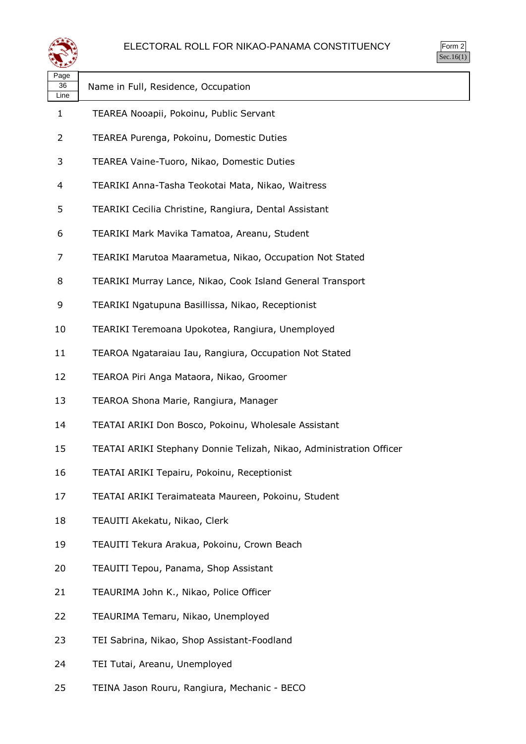# ELECTORAL ROLL FOR NIKAO-PANAMA CONSTITUENCY

Form 2
Sec.16(1)

| Page 36 Line | Name in Full, Residence, Occupation |
|---|---|
| 1 | TEAREA Nooapii, Pokoinu, Public Servant |
| 2 | TEAREA Purenga, Pokoinu, Domestic Duties |
| 3 | TEAREA Vaine-Tuoro, Nikao, Domestic Duties |
| 4 | TEARIKI Anna-Tasha Teokotai Mata, Nikao, Waitress |
| 5 | TEARIKI Cecilia Christine, Rangiura, Dental Assistant |
| 6 | TEARIKI Mark Mavika Tamatoa, Areanu, Student |
| 7 | TEARIKI Marutoa Maarametua, Nikao, Occupation Not Stated |
| 8 | TEARIKI Murray Lance, Nikao, Cook Island General Transport |
| 9 | TEARIKI Ngatupuna Basillissa, Nikao, Receptionist |
| 10 | TEARIKI Teremoana Upokotea, Rangiura, Unemployed |
| 11 | TEAROA Ngataraiau Iau, Rangiura, Occupation Not Stated |
| 12 | TEAROA Piri Anga Mataora, Nikao, Groomer |
| 13 | TEAROA Shona Marie, Rangiura, Manager |
| 14 | TEATAI ARIKI Don Bosco, Pokoinu, Wholesale Assistant |
| 15 | TEATAI ARIKI Stephany Donnie Telizah, Nikao, Administration Officer |
| 16 | TEATAI ARIKI Tepairu, Pokoinu, Receptionist |
| 17 | TEATAI ARIKI Teraimateata Maureen, Pokoinu, Student |
| 18 | TEAUITI Akekatu, Nikao, Clerk |
| 19 | TEAUITI Tekura Arakua, Pokoinu, Crown Beach |
| 20 | TEAUITI Tepou, Panama, Shop Assistant |
| 21 | TEAURIMA John K., Nikao, Police Officer |
| 22 | TEAURIMA Temaru, Nikao, Unemployed |
| 23 | TEI Sabrina, Nikao, Shop Assistant-Foodland |
| 24 | TEI Tutai, Areanu, Unemployed |
| 25 | TEINA Jason Rouru, Rangiura, Mechanic - BECO |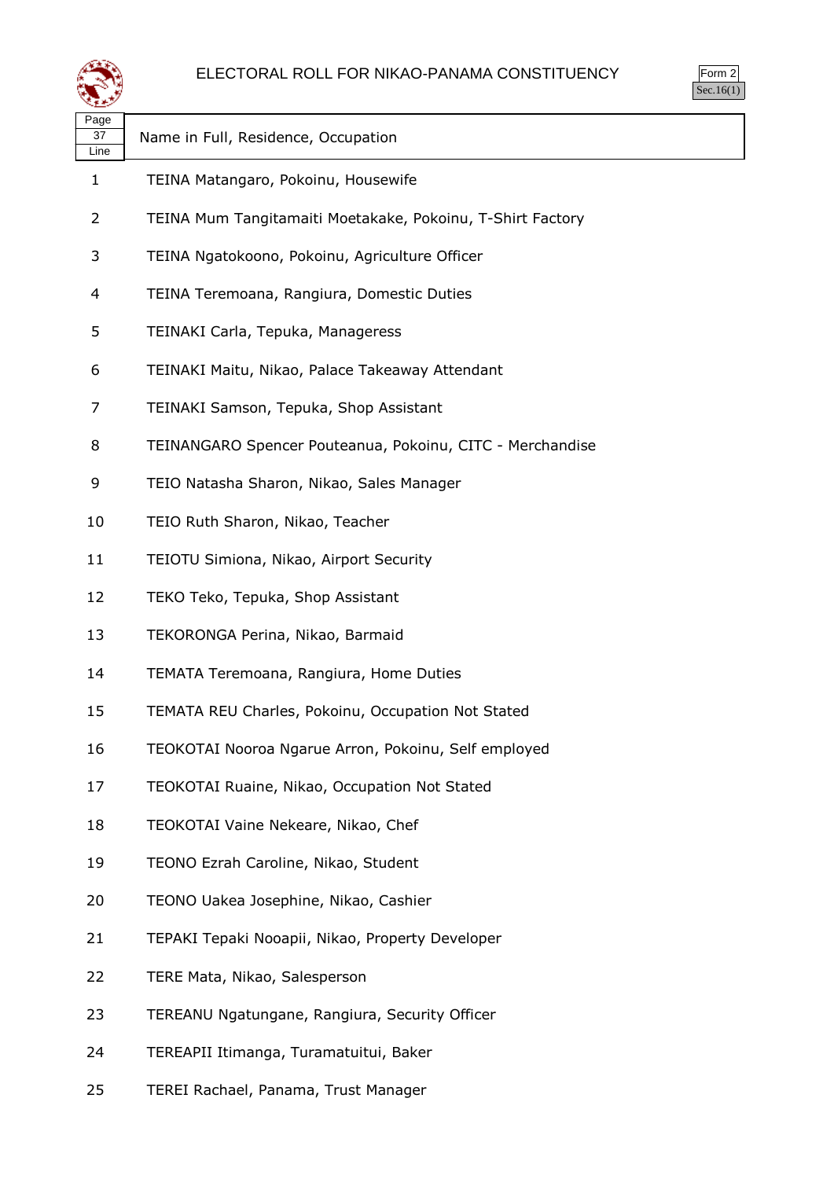# ELECTORAL ROLL FOR NIKAO-PANAMA CONSTITUENCY

Form 2
Sec.16(1)

| Page 37 Line | Name in Full, Residence, Occupation |
|---|---|
| 1 | TEINA Matangaro, Pokoinu, Housewife |
| 2 | TEINA Mum Tangitamaiti Moetakake, Pokoinu, T-Shirt Factory |
| 3 | TEINA Ngatokoono, Pokoinu, Agriculture Officer |
| 4 | TEINA Teremoana, Rangiura, Domestic Duties |
| 5 | TEINAKI Carla, Tepuka, Manageress |
| 6 | TEINAKI Maitu, Nikao, Palace Takeaway Attendant |
| 7 | TEINAKI Samson, Tepuka, Shop Assistant |
| 8 | TEINANGARO Spencer Pouteanua, Pokoinu, CITC - Merchandise |
| 9 | TEIO Natasha Sharon, Nikao, Sales Manager |
| 10 | TEIO Ruth Sharon, Nikao, Teacher |
| 11 | TEIOTU Simiona, Nikao, Airport Security |
| 12 | TEKO Teko, Tepuka, Shop Assistant |
| 13 | TEKORONGA Perina, Nikao, Barmaid |
| 14 | TEMATA Teremoana, Rangiura, Home Duties |
| 15 | TEMATA REU Charles, Pokoinu, Occupation Not Stated |
| 16 | TEOKOTAI Nooroa Ngarue Arron, Pokoinu, Self employed |
| 17 | TEOKOTAI Ruaine, Nikao, Occupation Not Stated |
| 18 | TEOKOTAI Vaine Nekeare, Nikao, Chef |
| 19 | TEONO Ezrah Caroline, Nikao, Student |
| 20 | TEONO Uakea Josephine, Nikao, Cashier |
| 21 | TEPAKI Tepaki Nooapii, Nikao, Property Developer |
| 22 | TERE Mata, Nikao, Salesperson |
| 23 | TEREANU Ngatungane, Rangiura, Security Officer |
| 24 | TEREAPII Itimanga, Turamatuitui, Baker |
| 25 | TEREI Rachael, Panama, Trust Manager |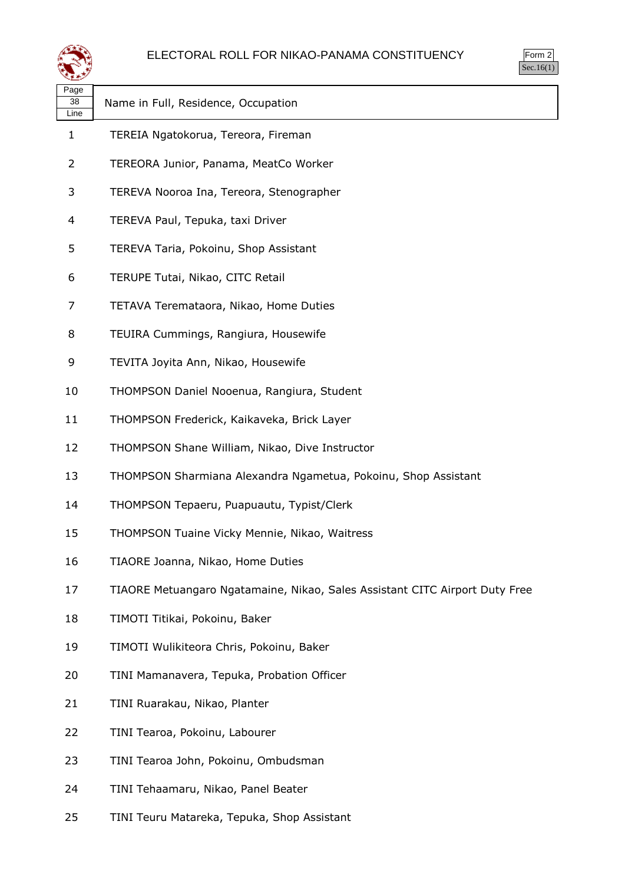# ELECTORAL ROLL FOR NIKAO-PANAMA CONSTITUENCY

Form 2
Sec.16(1)

| Page 38 Line | Name in Full, Residence, Occupation |
|---|---|
| 1 | TEREIA Ngatokorua, Tereora, Fireman |
| 2 | TEREORA Junior, Panama, MeatCo Worker |
| 3 | TEREVA Nooroa Ina, Tereora, Stenographer |
| 4 | TEREVA Paul, Tepuka, taxi Driver |
| 5 | TEREVA Taria, Pokoinu, Shop Assistant |
| 6 | TERUPE Tutai, Nikao, CITC Retail |
| 7 | TETAVA Teremataora, Nikao, Home Duties |
| 8 | TEUIRA Cummings, Rangiura, Housewife |
| 9 | TEVITA Joyita Ann, Nikao, Housewife |
| 10 | THOMPSON Daniel Nooenua, Rangiura, Student |
| 11 | THOMPSON Frederick, Kaikaveka, Brick Layer |
| 12 | THOMPSON Shane William, Nikao, Dive Instructor |
| 13 | THOMPSON Sharmiana Alexandra Ngametua, Pokoinu, Shop Assistant |
| 14 | THOMPSON Tepaeru, Puapuautu, Typist/Clerk |
| 15 | THOMPSON Tuaine Vicky Mennie, Nikao, Waitress |
| 16 | TIAORE Joanna, Nikao, Home Duties |
| 17 | TIAORE Metuangaro Ngatamaine, Nikao, Sales Assistant CITC Airport Duty Free |
| 18 | TIMOTI Titikai, Pokoinu, Baker |
| 19 | TIMOTI Wulikiteora Chris, Pokoinu, Baker |
| 20 | TINI Mamanavera, Tepuka, Probation Officer |
| 21 | TINI Ruarakau, Nikao, Planter |
| 22 | TINI Tearoa, Pokoinu, Labourer |
| 23 | TINI Tearoa John, Pokoinu, Ombudsman |
| 24 | TINI Tehaamaru, Nikao, Panel Beater |
| 25 | TINI Teuru Matareka, Tepuka, Shop Assistant |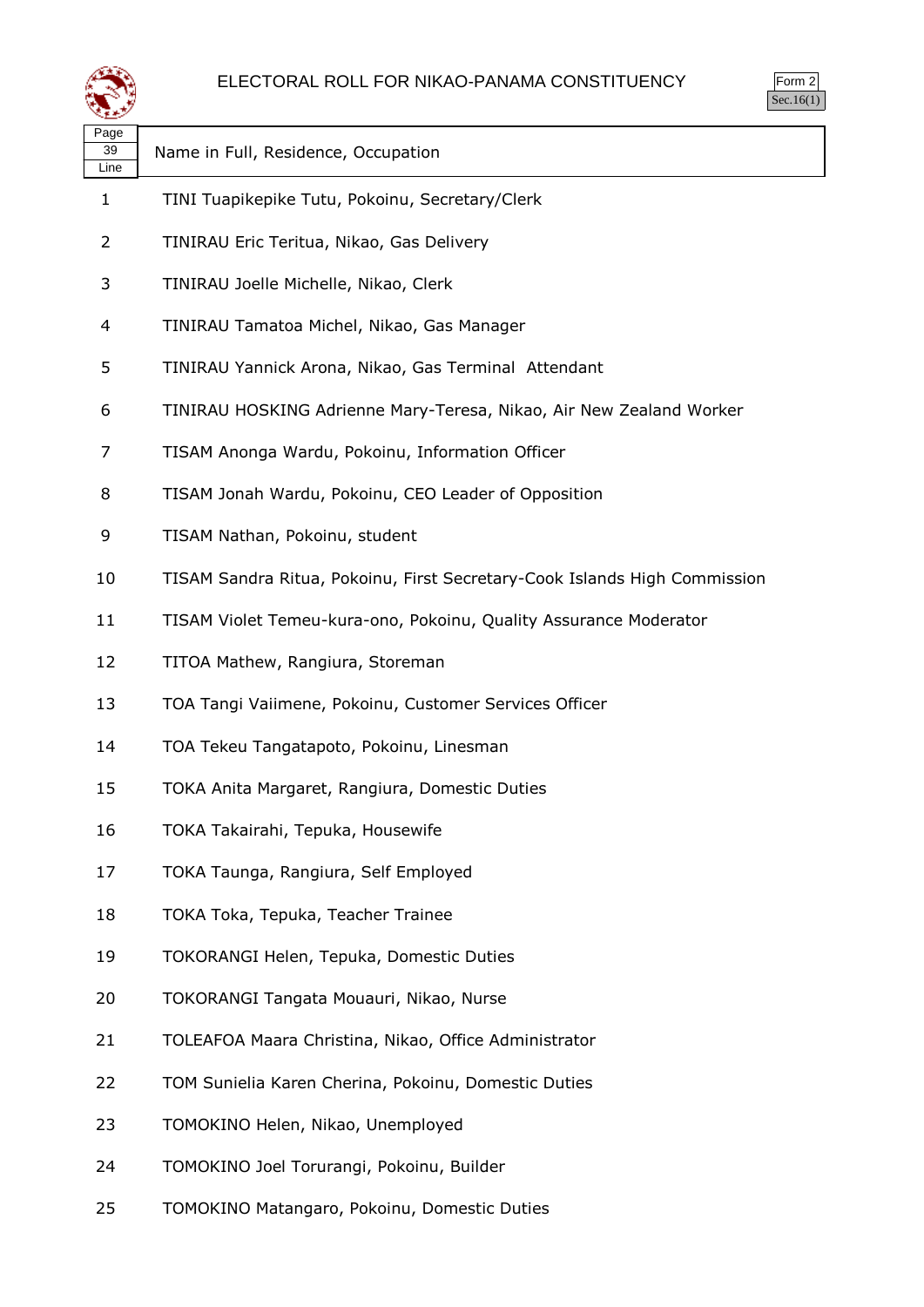# ELECTORAL ROLL FOR NIKAO-PANAMA CONSTITUENCY

Form 2
Sec.16(1)

| Page 39 Line | Name in Full, Residence, Occupation |
|---|---|
| 1 | TINI Tuapikepike Tutu, Pokoinu, Secretary/Clerk |
| 2 | TINIRAU Eric Teritua, Nikao, Gas Delivery |
| 3 | TINIRAU Joelle Michelle, Nikao, Clerk |
| 4 | TINIRAU Tamatoa Michel, Nikao, Gas Manager |
| 5 | TINIRAU Yannick Arona, Nikao, Gas Terminal Attendant |
| 6 | TINIRAU HOSKING Adrienne Mary-Teresa, Nikao, Air New Zealand Worker |
| 7 | TISAM Anonga Wardu, Pokoinu, Information Officer |
| 8 | TISAM Jonah Wardu, Pokoinu, CEO Leader of Opposition |
| 9 | TISAM Nathan, Pokoinu, student |
| 10 | TISAM Sandra Ritua, Pokoinu, First Secretary-Cook Islands High Commission |
| 11 | TISAM Violet Temeu-kura-ono, Pokoinu, Quality Assurance Moderator |
| 12 | TITOA Mathew, Rangiura, Storeman |
| 13 | TOA Tangi Vaiimene, Pokoinu, Customer Services Officer |
| 14 | TOA Tekeu Tangatapoto, Pokoinu, Linesman |
| 15 | TOKA Anita Margaret, Rangiura, Domestic Duties |
| 16 | TOKA Takairahi, Tepuka, Housewife |
| 17 | TOKA Taunga, Rangiura, Self Employed |
| 18 | TOKA Toka, Tepuka, Teacher Trainee |
| 19 | TOKORANGI Helen, Tepuka, Domestic Duties |
| 20 | TOKORANGI Tangata Mouauri, Nikao, Nurse |
| 21 | TOLEAFOA Maara Christina, Nikao, Office Administrator |
| 22 | TOM Sunielia Karen Cherina, Pokoinu, Domestic Duties |
| 23 | TOMOKINO Helen, Nikao, Unemployed |
| 24 | TOMOKINO Joel Torurangi, Pokoinu, Builder |
| 25 | TOMOKINO Matangaro, Pokoinu, Domestic Duties |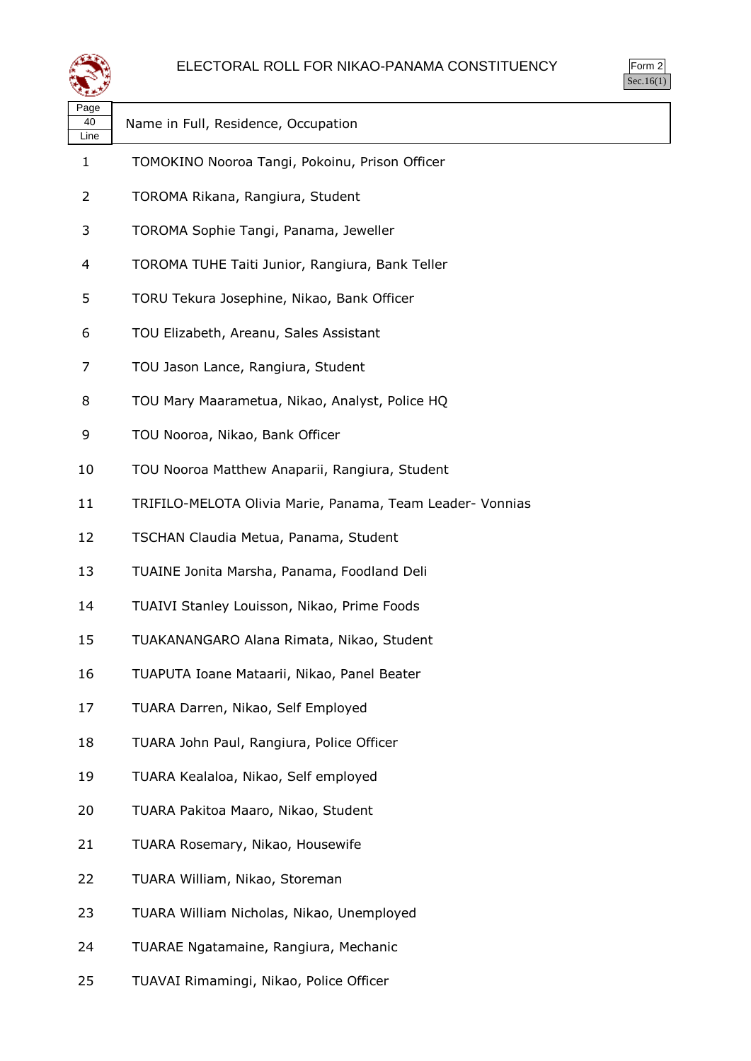# ELECTORAL ROLL FOR NIKAO-PANAMA CONSTITUENCY

Form 2
Sec.16(1)

Page 40

| Line | Name in Full, Residence, Occupation |
|---|---|
| 1 | TOMOKINO Nooroa Tangi, Pokoinu, Prison Officer |
| 2 | TOROMA Rikana, Rangiura, Student |
| 3 | TOROMA Sophie Tangi, Panama, Jeweller |
| 4 | TOROMA TUHE Taiti Junior, Rangiura, Bank Teller |
| 5 | TORU Tekura Josephine, Nikao, Bank Officer |
| 6 | TOU Elizabeth, Areanu, Sales Assistant |
| 7 | TOU Jason Lance, Rangiura, Student |
| 8 | TOU Mary Maarametua, Nikao, Analyst, Police HQ |
| 9 | TOU Nooroa, Nikao, Bank Officer |
| 10 | TOU Nooroa Matthew Anaparii, Rangiura, Student |
| 11 | TRIFILO-MELOTA Olivia Marie, Panama, Team Leader- Vonnias |
| 12 | TSCHAN Claudia Metua, Panama, Student |
| 13 | TUAINE Jonita Marsha, Panama, Foodland Deli |
| 14 | TUAIVI Stanley Louisson, Nikao, Prime Foods |
| 15 | TUAKANANGARO Alana Rimata, Nikao, Student |
| 16 | TUAPUTA Ioane Mataarii, Nikao, Panel Beater |
| 17 | TUARA Darren, Nikao, Self Employed |
| 18 | TUARA John Paul, Rangiura, Police Officer |
| 19 | TUARA Kealaloa, Nikao, Self employed |
| 20 | TUARA Pakitoa Maaro, Nikao, Student |
| 21 | TUARA Rosemary, Nikao, Housewife |
| 22 | TUARA William, Nikao, Storeman |
| 23 | TUARA William Nicholas, Nikao, Unemployed |
| 24 | TUARAE Ngatamaine, Rangiura, Mechanic |
| 25 | TUAVAI Rimamingi, Nikao, Police Officer |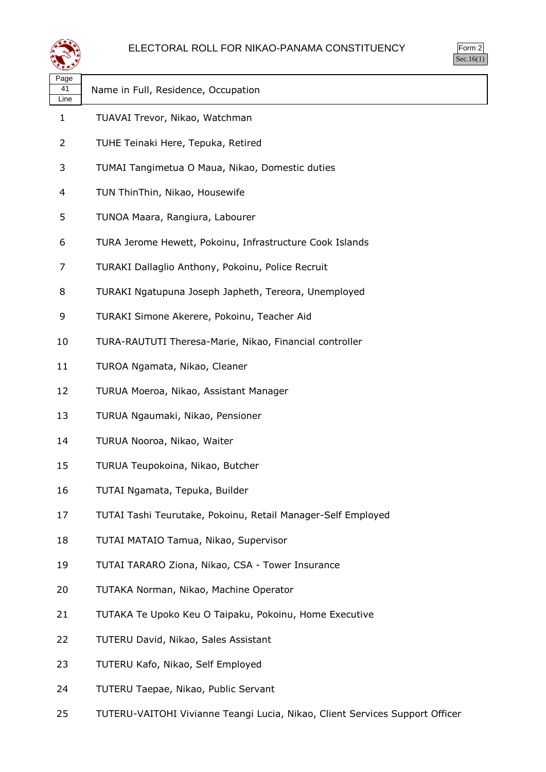# ELECTORAL ROLL FOR NIKAO-PANAMA CONSTITUENCY

Form 2
Sec.16(1)

| Page 41 Line | Name in Full, Residence, Occupation |
|---|---|
| 1 | TUAVAI Trevor, Nikao, Watchman |
| 2 | TUHE Teinaki Here, Tepuka, Retired |
| 3 | TUMAI Tangimetua O Maua, Nikao, Domestic duties |
| 4 | TUN ThinThin, Nikao, Housewife |
| 5 | TUNOA Maara, Rangiura, Labourer |
| 6 | TURA Jerome Hewett, Pokoinu, Infrastructure Cook Islands |
| 7 | TURAKI Dallaglio Anthony, Pokoinu, Police Recruit |
| 8 | TURAKI Ngatupuna Joseph Japheth, Tereora, Unemployed |
| 9 | TURAKI Simone Akerere, Pokoinu, Teacher Aid |
| 10 | TURA-RAUTUTI Theresa-Marie, Nikao, Financial controller |
| 11 | TUROA Ngamata, Nikao, Cleaner |
| 12 | TURUA Moeroa, Nikao, Assistant Manager |
| 13 | TURUA Ngaumaki, Nikao, Pensioner |
| 14 | TURUA Nooroa, Nikao, Waiter |
| 15 | TURUA Teupokoina, Nikao, Butcher |
| 16 | TUTAI Ngamata, Tepuka, Builder |
| 17 | TUTAI Tashi Teurutake, Pokoinu, Retail Manager-Self Employed |
| 18 | TUTAI MATAIO Tamua, Nikao, Supervisor |
| 19 | TUTAI TARARO Ziona, Nikao, CSA - Tower Insurance |
| 20 | TUTAKA Norman, Nikao, Machine Operator |
| 21 | TUTAKA Te Upoko Keu O Taipaku, Pokoinu, Home Executive |
| 22 | TUTERU David, Nikao, Sales Assistant |
| 23 | TUTERU Kafo, Nikao, Self Employed |
| 24 | TUTERU Taepae, Nikao, Public Servant |
| 25 | TUTERU-VAITOHI Vivianne Teangi Lucia, Nikao, Client Services Support Officer |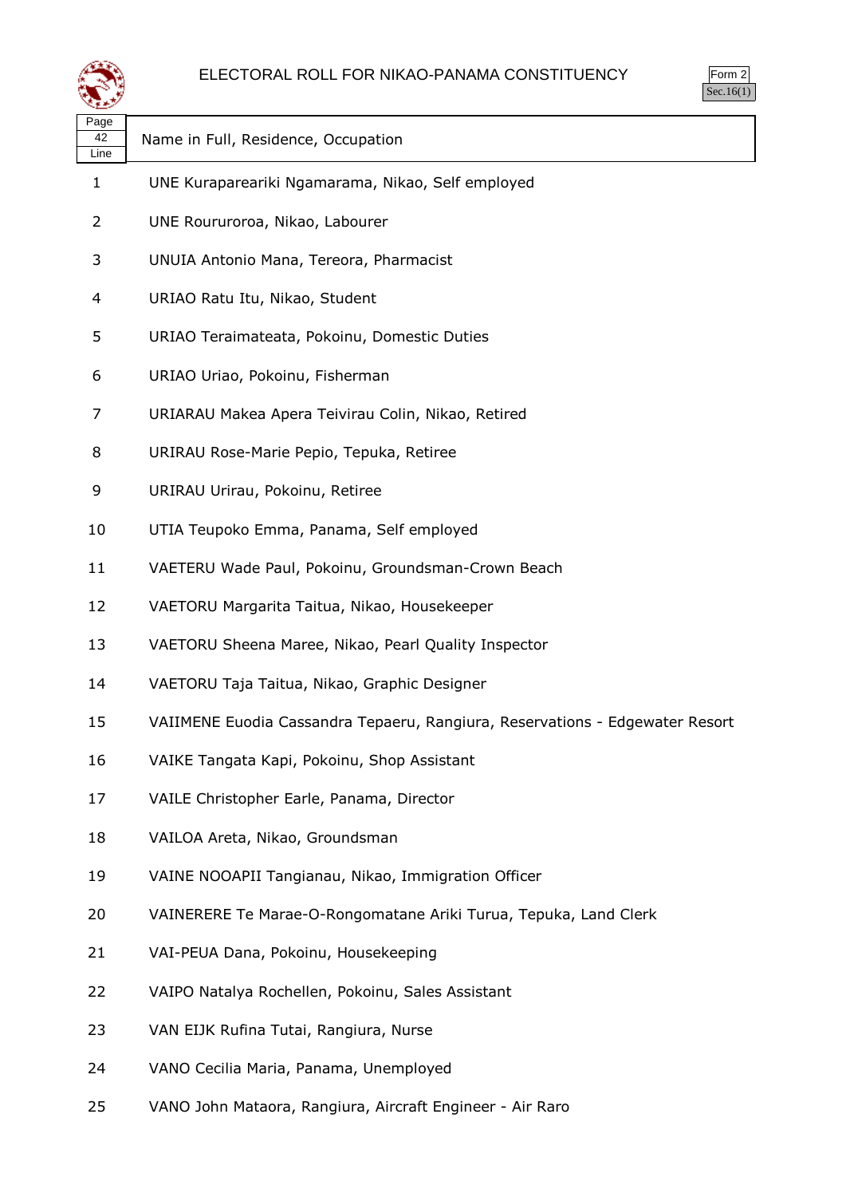| Page 42 Line | Name in Full, Residence, Occupation |
|---|---|
| 1 | UNE Kuraparreariki Ngamarama, Nikao, Self employed |
| 2 | UNE Roururoroa, Nikao, Labourer |
| 3 | UNUIA Antonio Mana, Tereora, Pharmacist |
| 4 | URIAO Ratu Itu, Nikao, Student |
| 5 | URIAO Teraimateata, Pokoinu, Domestic Duties |
| 6 | URIAO Uriao, Pokoinu, Fisherman |
| 7 | URIARAU Makea Apera Teivirau Colin, Nikao, Retired |
| 8 | URIRAU Rose-Marie Pepio, Tepuka, Retiree |
| 9 | URIRAU Urirau, Pokoinu, Retiree |
| 10 | UTIA Teupoko Emma, Panama, Self employed |
| 11 | VAETERU Wade Paul, Pokoinu, Groundsman-Crown Beach |
| 12 | VAETORU Margarita Taitua, Nikao, Housekeeper |
| 13 | VAETORU Sheena Maree, Nikao, Pearl Quality Inspector |
| 14 | VAETORU Taja Taitua, Nikao, Graphic Designer |
| 15 | VAIIMENE Euodia Cassandra Tepaeru, Rangiura, Reservations - Edgewater Resort |
| 16 | VAIKE Tangata Kapi, Pokoinu, Shop Assistant |
| 17 | VAILE Christopher Earle, Panama, Director |
| 18 | VAILOA Areta, Nikao, Groundsman |
| 19 | VAINE NOOAPII Tangianau, Nikao, Immigration Officer |
| 20 | VAINERERE Te Marae-O-Rongomatane Ariki Turua, Tepuka, Land Clerk |
| 21 | VAI-PEUA Dana, Pokoinu, Housekeeping |
| 22 | VAIPO Natalya Rochellen, Pokoinu, Sales Assistant |
| 23 | VAN EIJK Rufina Tutai, Rangiura, Nurse |
| 24 | VANO Cecilia Maria, Panama, Unemployed |
| 25 | VANO John Mataora, Rangiura, Aircraft Engineer - Air Raro |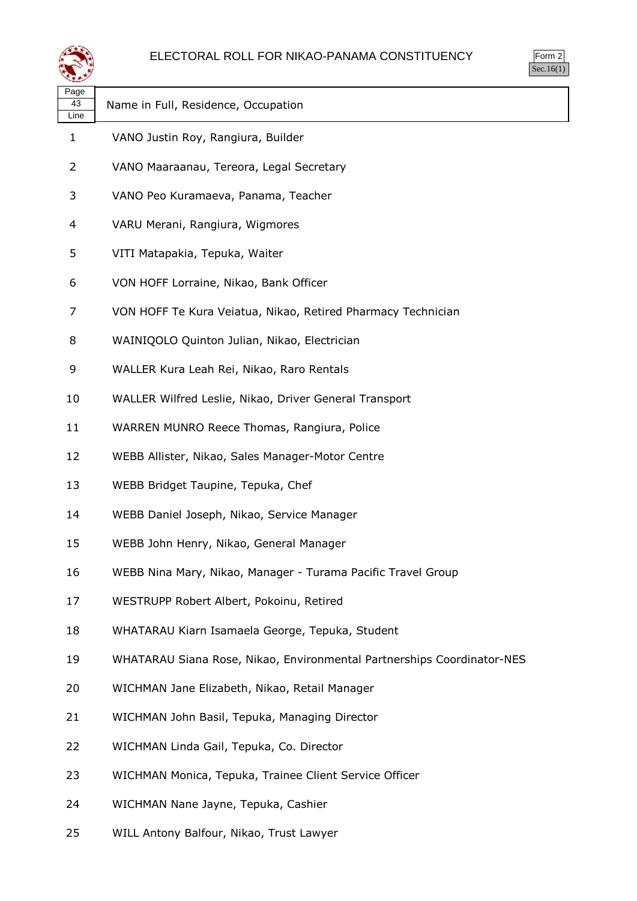# ELECTORAL ROLL FOR NIKAO-PANAMA CONSTITUENCY

Form 2
Sec.16(1)

| Page 43 Line | Name in Full, Residence, Occupation |
|---|---|
| 1 | VANO Justin Roy, Rangiura, Builder |
| 2 | VANO Maaraanau, Tereora, Legal Secretary |
| 3 | VANO Peo Kuramaeva, Panama, Teacher |
| 4 | VARU Merani, Rangiura, Wigmores |
| 5 | VITI Matapakia, Tepuka, Waiter |
| 6 | VON HOFF Lorraine, Nikao, Bank Officer |
| 7 | VON HOFF Te Kura Veiatua, Nikao, Retired Pharmacy Technician |
| 8 | WAINIQOLO Quinton Julian, Nikao, Electrician |
| 9 | WALLER Kura Leah Rei, Nikao, Raro Rentals |
| 10 | WALLER Wilfred Leslie, Nikao, Driver General Transport |
| 11 | WARREN MUNRO Reece Thomas, Rangiura, Police |
| 12 | WEBB Allister, Nikao, Sales Manager-Motor Centre |
| 13 | WEBB Bridget Taupine, Tepuka, Chef |
| 14 | WEBB Daniel Joseph, Nikao, Service Manager |
| 15 | WEBB John Henry, Nikao, General Manager |
| 16 | WEBB Nina Mary, Nikao, Manager - Turama Pacific Travel Group |
| 17 | WESTRUPP Robert Albert, Pokoinu, Retired |
| 18 | WHATARAU Kiarn Isamaela George, Tepuka, Student |
| 19 | WHATARAU Siana Rose, Nikao, Environmental Partnerships Coordinator-NES |
| 20 | WICHMAN Jane Elizabeth, Nikao, Retail Manager |
| 21 | WICHMAN John Basil, Tepuka, Managing Director |
| 22 | WICHMAN Linda Gail, Tepuka, Co. Director |
| 23 | WICHMAN Monica, Tepuka, Trainee Client Service Officer |
| 24 | WICHMAN Nane Jayne, Tepuka, Cashier |
| 25 | WILL Antony Balfour, Nikao, Trust Lawyer |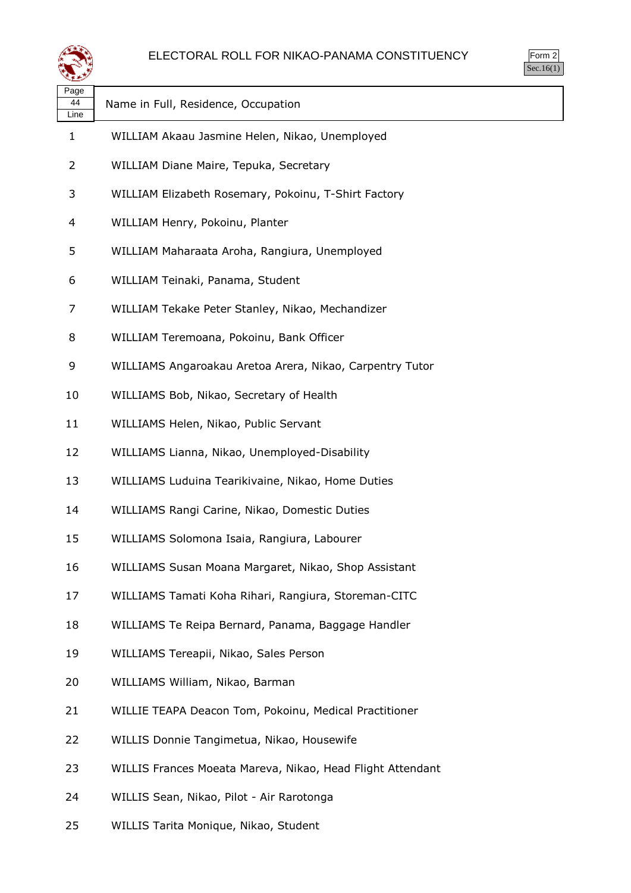# ELECTORAL ROLL FOR NIKAO-PANAMA CONSTITUENCY

Form 2
Sec.16(1)

| Page 44 Line | Name in Full, Residence, Occupation |
|---|---|
| 1 | WILLIAM Akaau Jasmine Helen, Nikao, Unemployed |
| 2 | WILLIAM Diane Maire, Tepuka, Secretary |
| 3 | WILLIAM Elizabeth Rosemary, Pokoinu, T-Shirt Factory |
| 4 | WILLIAM Henry, Pokoinu, Planter |
| 5 | WILLIAM Maharaata Aroha, Rangiura, Unemployed |
| 6 | WILLIAM Teinaki, Panama, Student |
| 7 | WILLIAM Tekake Peter Stanley, Nikao, Mechandizer |
| 8 | WILLIAM Teremoana, Pokoinu, Bank Officer |
| 9 | WILLIAMS Angaroakau Aretoa Arera, Nikao, Carpentry Tutor |
| 10 | WILLIAMS Bob, Nikao, Secretary of Health |
| 11 | WILLIAMS Helen, Nikao, Public Servant |
| 12 | WILLIAMS Lianna, Nikao, Unemployed-Disability |
| 13 | WILLIAMS Luduina Tearikivaine, Nikao, Home Duties |
| 14 | WILLIAMS Rangi Carine, Nikao, Domestic Duties |
| 15 | WILLIAMS Solomona Isaia, Rangiura, Labourer |
| 16 | WILLIAMS Susan Moana Margaret, Nikao, Shop Assistant |
| 17 | WILLIAMS Tamati Koha Rihari, Rangiura, Storeman-CITC |
| 18 | WILLIAMS Te Reipa Bernard, Panama, Baggage Handler |
| 19 | WILLIAMS Tereapii, Nikao, Sales Person |
| 20 | WILLIAMS William, Nikao, Barman |
| 21 | WILLIE TEAPA Deacon Tom, Pokoinu, Medical Practitioner |
| 22 | WILLIS Donnie Tangimetua, Nikao, Housewife |
| 23 | WILLIS Frances Moeata Mareva, Nikao, Head Flight Attendant |
| 24 | WILLIS Sean, Nikao, Pilot - Air Rarotonga |
| 25 | WILLIS Tarita Monique, Nikao, Student |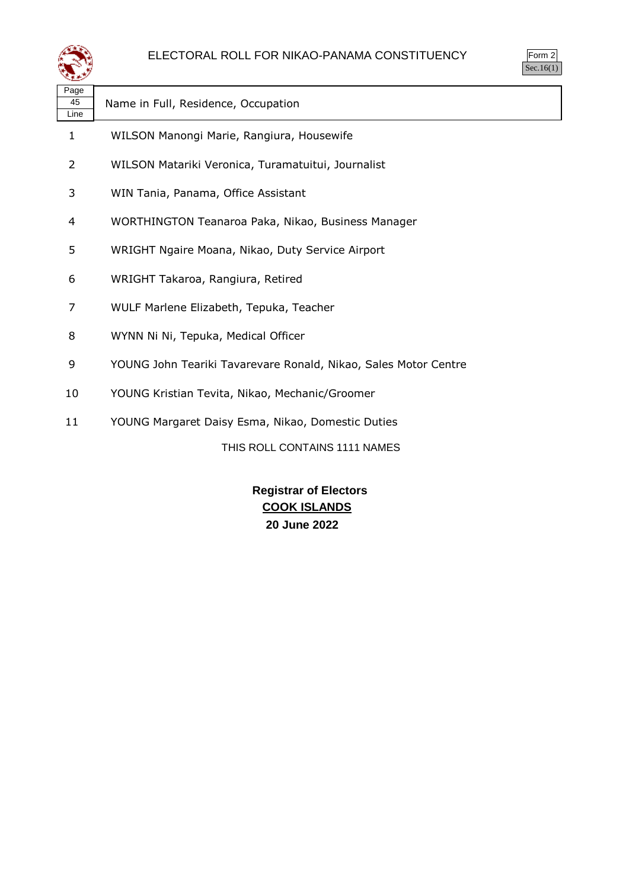ELECTORAL ROLL FOR NIKAO-PANAMA CONSTITUENCY

Form 2
Sec.16(1)

| Page 45 Line | Name in Full, Residence, Occupation |
|---|---|
| 1 | WILSON Manongi Marie, Rangiura, Housewife |
| 2 | WILSON Matariki Veronica, Turamatuitui, Journalist |
| 3 | WIN Tania, Panama, Office Assistant |
| 4 | WORTHINGTON Teanaroa Paka, Nikao, Business Manager |
| 5 | WRIGHT Ngaire Moana, Nikao, Duty Service Airport |
| 6 | WRIGHT Takaroa, Rangiura, Retired |
| 7 | WULF Marlene Elizabeth, Tepuka, Teacher |
| 8 | WYNN Ni Ni, Tepuka, Medical Officer |
| 9 | YOUNG John Teariki Tavarevare Ronald, Nikao, Sales Motor Centre |
| 10 | YOUNG Kristian Tevita, Nikao, Mechanic/Groomer |
| 11 | YOUNG Margaret Daisy Esma, Nikao, Domestic Duties |

THIS ROLL CONTAINS 1111 NAMES

**Registrar of Electors**
**COOK ISLANDS**
**20 June 2022**